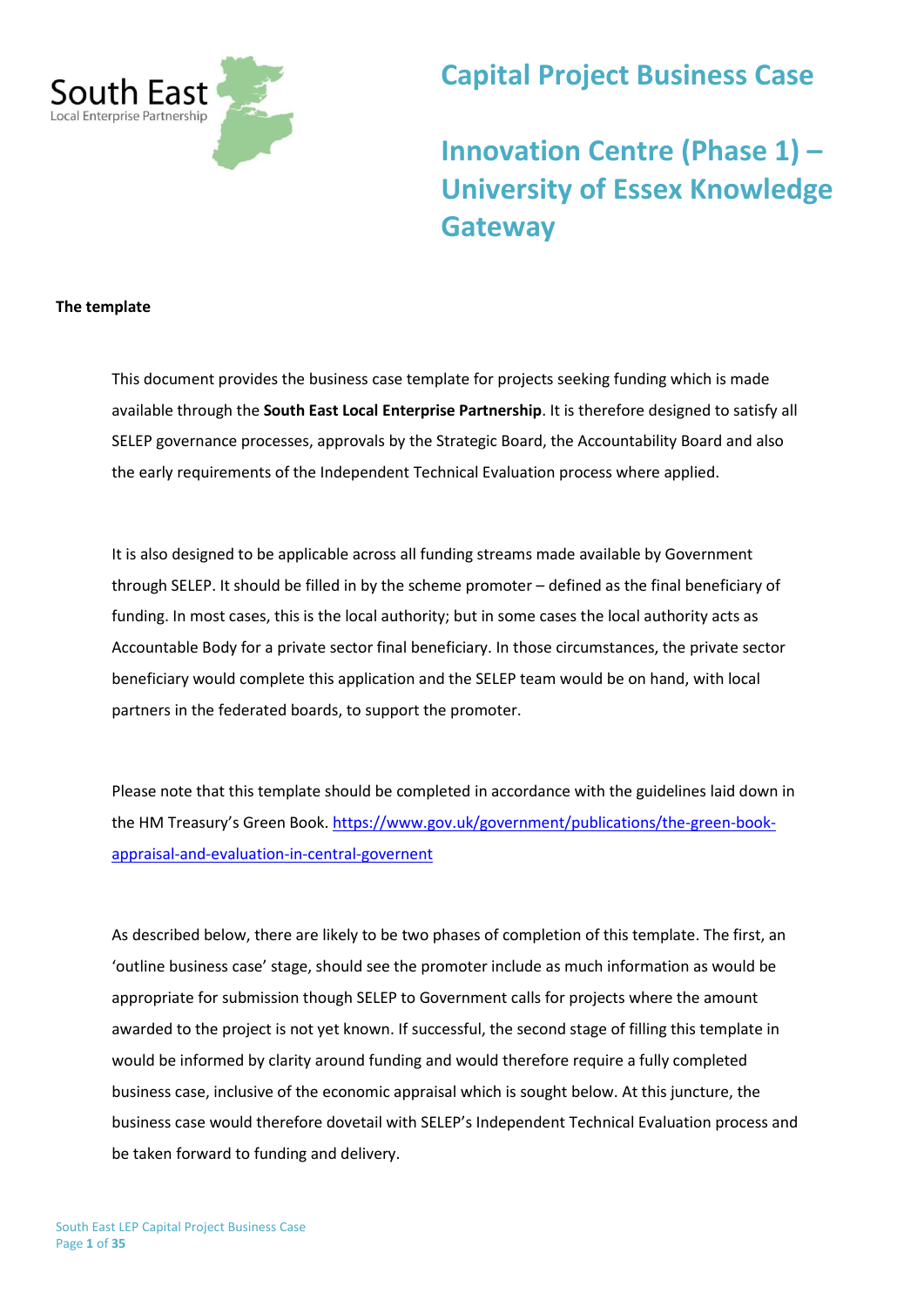South East
Local Enterprise Partnership

# Capital Project Business Case

# Innovation Centre (Phase 1) – University of Essex Knowledge Gateway

**The template**

This document provides the business case template for projects seeking funding which is made available through the **South East Local Enterprise Partnership**. It is therefore designed to satisfy all SELEP governance processes, approvals by the Strategic Board, the Accountability Board and also the early requirements of the Independent Technical Evaluation process where applied.

It is also designed to be applicable across all funding streams made available by Government through SELEP. It should be filled in by the scheme promoter – defined as the final beneficiary of funding. In most cases, this is the local authority; but in some cases the local authority acts as Accountable Body for a private sector final beneficiary. In those circumstances, the private sector beneficiary would complete this application and the SELEP team would be on hand, with local partners in the federated boards, to support the promoter.

Please note that this template should be completed in accordance with the guidelines laid down in the HM Treasury's Green Book. [https://www.gov.uk/government/publications/the-green-book-appraisal-and-evaluation-in-central-governent](https://www.gov.uk/government/publications/the-green-book-appraisal-and-evaluation-in-central-governent)

As described below, there are likely to be two phases of completion of this template. The first, an 'outline business case' stage, should see the promoter include as much information as would be appropriate for submission though SELEP to Government calls for projects where the amount awarded to the project is not yet known. If successful, the second stage of filling this template in would be informed by clarity around funding and would therefore require a fully completed business case, inclusive of the economic appraisal which is sought below. At this juncture, the business case would therefore dovetail with SELEP's Independent Technical Evaluation process and be taken forward to funding and delivery.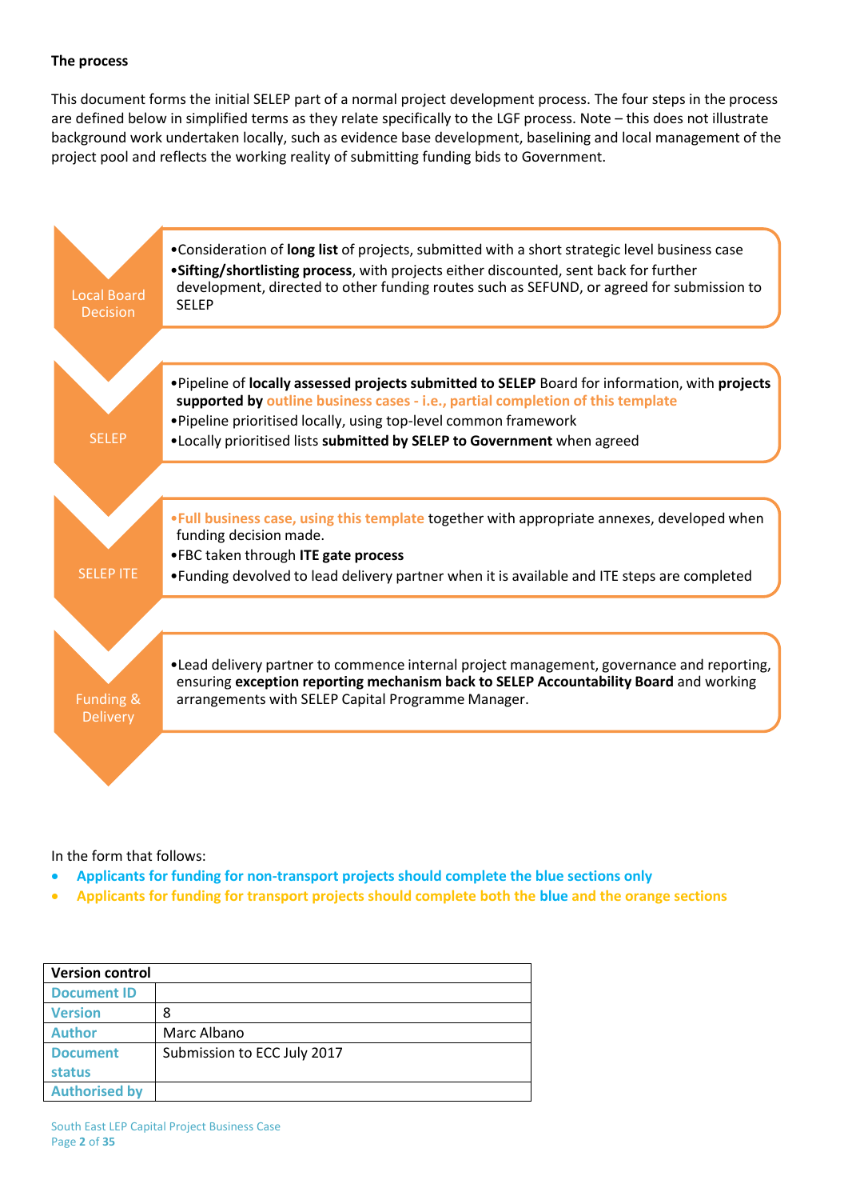**The process**

This document forms the initial SELEP part of a normal project development process. The four steps in the process are defined below in simplified terms as they relate specifically to the LGF process. Note – this does not illustrate background work undertaken locally, such as evidence base development, baselining and local management of the project pool and reflects the working reality of submitting funding bids to Government.

**Local Board Decision**

- Consideration of **long list** of projects, submitted with a short strategic level business case
- **Sifting/shortlisting process**, with projects either discounted, sent back for further development, directed to other funding routes such as SEFUND, or agreed for submission to SELEP

**SELEP**

- Pipeline of **locally assessed projects submitted to SELEP** Board for information, with **projects supported by outline business cases - i.e., partial completion of this template**
- Pipeline prioritised locally, using top-level common framework
- Locally prioritised lists **submitted by SELEP to Government** when agreed

**SELEP ITE**

- **Full business case, using this template** together with appropriate annexes, developed when funding decision made.
- FBC taken through **ITE gate process**
- Funding devolved to lead delivery partner when it is available and ITE steps are completed

**Funding & Delivery**

- Lead delivery partner to commence internal project management, governance and reporting, ensuring **exception reporting mechanism back to SELEP Accountability Board** and working arrangements with SELEP Capital Programme Manager.

In the form that follows:

- **Applicants for funding for non-transport projects should complete the blue sections only**
- **Applicants for funding for transport projects should complete both the blue and the orange sections**

| **Version control** | |
|---|---|
| **Document ID** | |
| **Version** | 8 |
| **Author** | Marc Albano |
| **Document status** | Submission to ECC July 2017 |
| **Authorised by** | |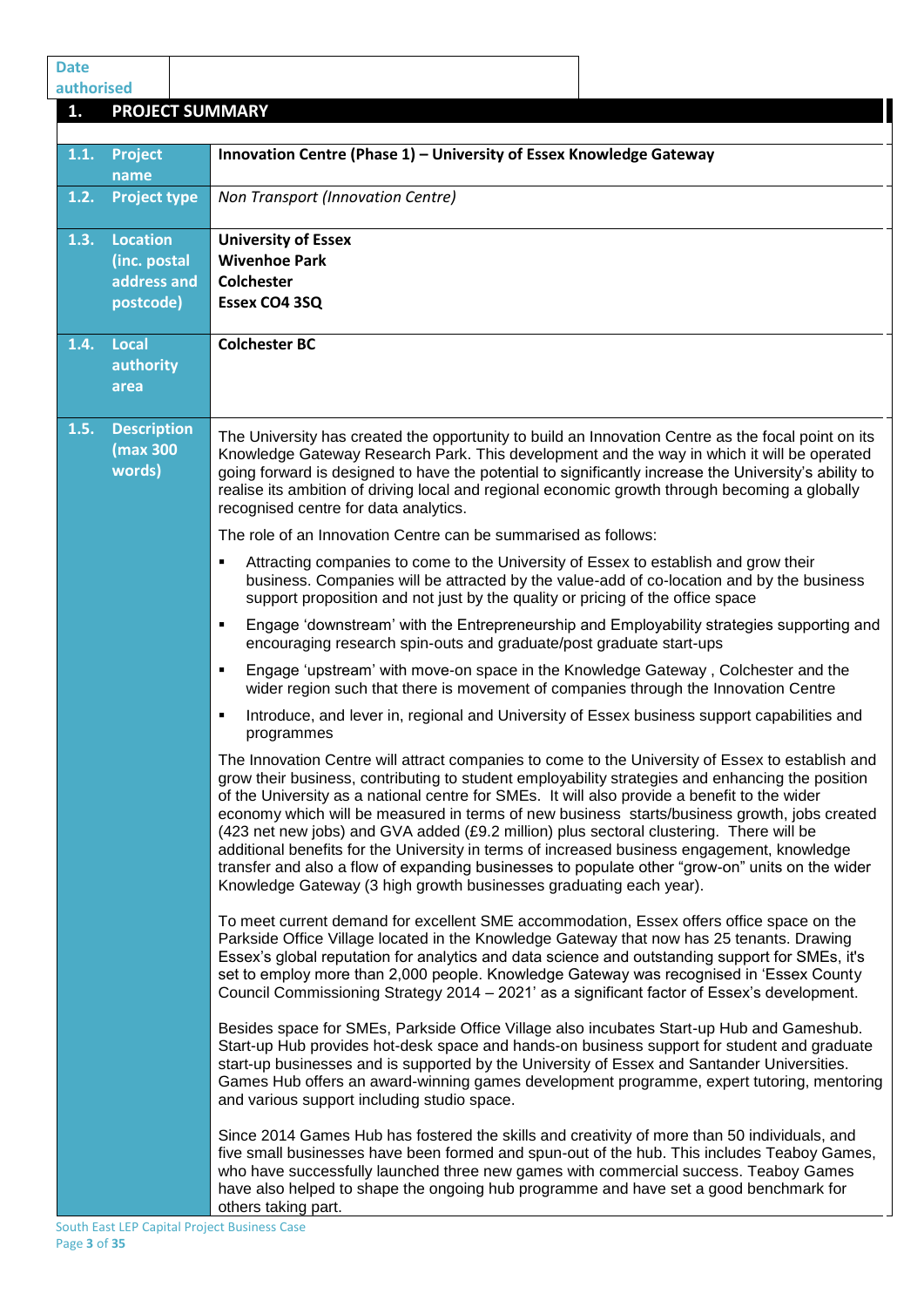| Date authorised | |
|---|---|

## 1. PROJECT SUMMARY

| | | |
|---|---|---|
| 1.1. | Project name | **Innovation Centre (Phase 1) – University of Essex Knowledge Gateway** |
| 1.2. | Project type | *Non Transport (Innovation Centre)* |
| 1.3. | Location (inc. postal address and postcode) | **University of Essex<br>Wivenhoe Park<br>Colchester<br>Essex CO4 3SQ** |
| 1.4. | Local authority area | **Colchester BC** |
| 1.5. | Description (max 300 words) | The University has created the opportunity to build an Innovation Centre as the focal point on its Knowledge Gateway Research Park. This development and the way in which it will be operated going forward is designed to have the potential to significantly increase the University's ability to realise its ambition of driving local and regional economic growth through becoming a globally recognised centre for data analytics.<br><br>The role of an Innovation Centre can be summarised as follows:<br><br>▪ Attracting companies to come to the University of Essex to establish and grow their business. Companies will be attracted by the value-add of co-location and by the business support proposition and not just by the quality or pricing of the office space<br>▪ Engage 'downstream' with the Entrepreneurship and Employability strategies supporting and encouraging research spin-outs and graduate/post graduate start-ups<br>▪ Engage 'upstream' with move-on space in the Knowledge Gateway , Colchester and the wider region such that there is movement of companies through the Innovation Centre<br>▪ Introduce, and lever in, regional and University of Essex business support capabilities and programmes<br><br>The Innovation Centre will attract companies to come to the University of Essex to establish and grow their business, contributing to student employability strategies and enhancing the position of the University as a national centre for SMEs. It will also provide a benefit to the wider economy which will be measured in terms of new business starts/business growth, jobs created (423 net new jobs) and GVA added (£9.2 million) plus sectoral clustering. There will be additional benefits for the University in terms of increased business engagement, knowledge transfer and also a flow of expanding businesses to populate other "grow-on" units on the wider Knowledge Gateway (3 high growth businesses graduating each year).<br><br>To meet current demand for excellent SME accommodation, Essex offers office space on the Parkside Office Village located in the Knowledge Gateway that now has 25 tenants. Drawing Essex's global reputation for analytics and data science and outstanding support for SMEs, it's set to employ more than 2,000 people. Knowledge Gateway was recognised in 'Essex County Council Commissioning Strategy 2014 – 2021' as a significant factor of Essex's development.<br><br>Besides space for SMEs, Parkside Office Village also incubates Start-up Hub and Gameshub. Start-up Hub provides hot-desk space and hands-on business support for student and graduate start-up businesses and is supported by the University of Essex and Santander Universities. Games Hub offers an award-winning games development programme, expert tutoring, mentoring and various support including studio space.<br><br>Since 2014 Games Hub has fostered the skills and creativity of more than 50 individuals, and five small businesses have been formed and spun-out of the hub. This includes Teaboy Games, who have successfully launched three new games with commercial success. Teaboy Games have also helped to shape the ongoing hub programme and have set a good benchmark for others taking part. |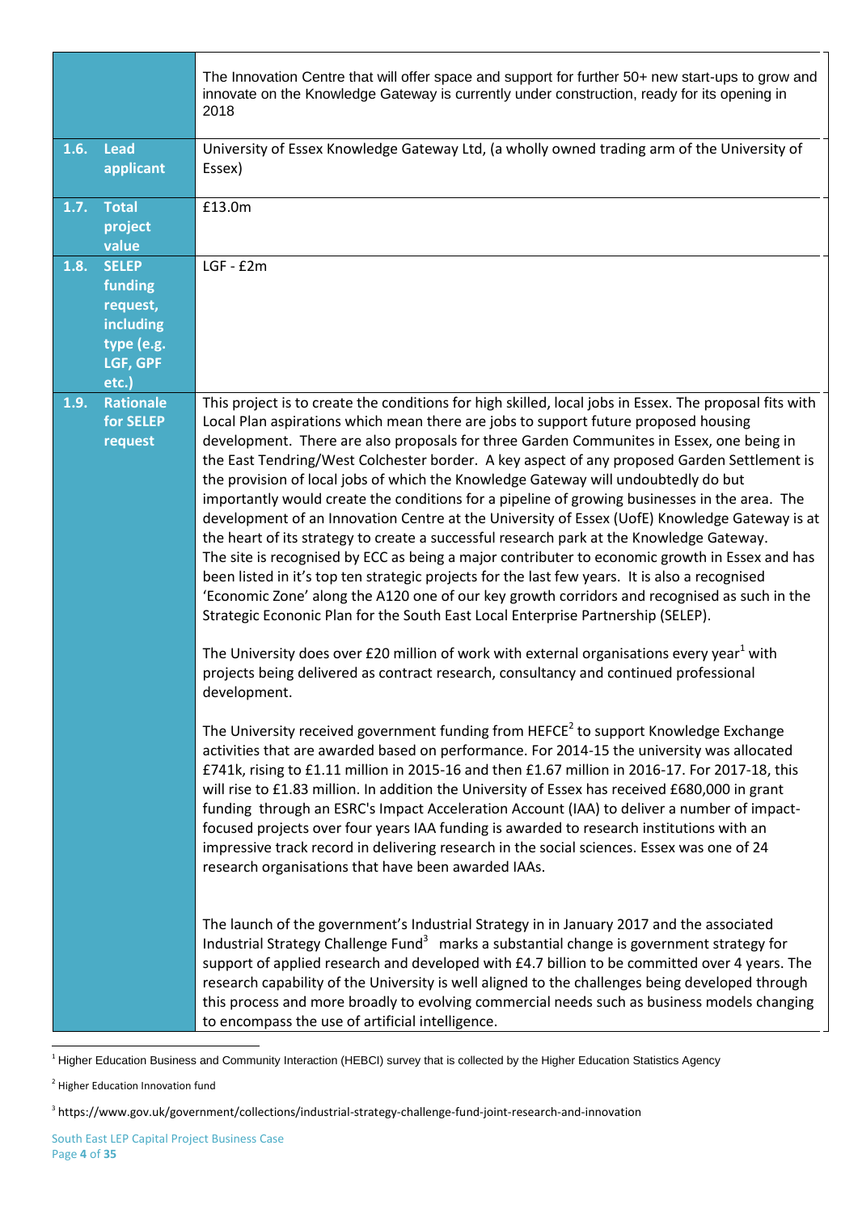| | |
|---|---|
| | The Innovation Centre that will offer space and support for further 50+ new start-ups to grow and innovate on the Knowledge Gateway is currently under construction, ready for its opening in 2018 |
| **1.6. Lead applicant** | University of Essex Knowledge Gateway Ltd, (a wholly owned trading arm of the University of Essex) |
| **1.7. Total project value** | £13.0m |
| **1.8. SELEP funding request, including type (e.g. LGF, GPF etc.)** | LGF - £2m |
| **1.9. Rationale for SELEP request** | This project is to create the conditions for high skilled, local jobs in Essex. The proposal fits with Local Plan aspirations which mean there are jobs to support future proposed housing development. There are also proposals for three Garden Communites in Essex, one being in the East Tendring/West Colchester border. A key aspect of any proposed Garden Settlement is the provision of local jobs of which the Knowledge Gateway will undoubtedly do but importantly would create the conditions for a pipeline of growing businesses in the area. The development of an Innovation Centre at the University of Essex (UofE) Knowledge Gateway is at the heart of its strategy to create a successful research park at the Knowledge Gateway. The site is recognised by ECC as being a major contributer to economic growth in Essex and has been listed in it's top ten strategic projects for the last few years. It is also a recognised 'Economic Zone' along the A120 one of our key growth corridors and recognised as such in the Strategic Econonic Plan for the South East Local Enterprise Partnership (SELEP).<br><br>The University does over £20 million of work with external organisations every year[1] with projects being delivered as contract research, consultancy and continued professional development.<br><br>The University received government funding from HEFCE[2] to support Knowledge Exchange activities that are awarded based on performance. For 2014-15 the university was allocated £741k, rising to £1.11 million in 2015-16 and then £1.67 million in 2016-17. For 2017-18, this will rise to £1.83 million. In addition the University of Essex has received £680,000 in grant funding through an ESRC's Impact Acceleration Account (IAA) to deliver a number of impact-focused projects over four years IAA funding is awarded to research institutions with an impressive track record in delivering research in the social sciences. Essex was one of 24 research organisations that have been awarded IAAs.<br><br>The launch of the government's Industrial Strategy in in January 2017 and the associated Industrial Strategy Challenge Fund[3] marks a substantial change is government strategy for support of applied research and developed with £4.7 billion to be committed over 4 years. The research capability of the University is well aligned to the challenges being developed through this process and more broadly to evolving commercial needs such as business models changing to encompass the use of artificial intelligence. |

[1] Higher Education Business and Community Interaction (HEBCI) survey that is collected by the Higher Education Statistics Agency

[2] Higher Education Innovation fund

[3] https://www.gov.uk/government/collections/industrial-strategy-challenge-fund-joint-research-and-innovation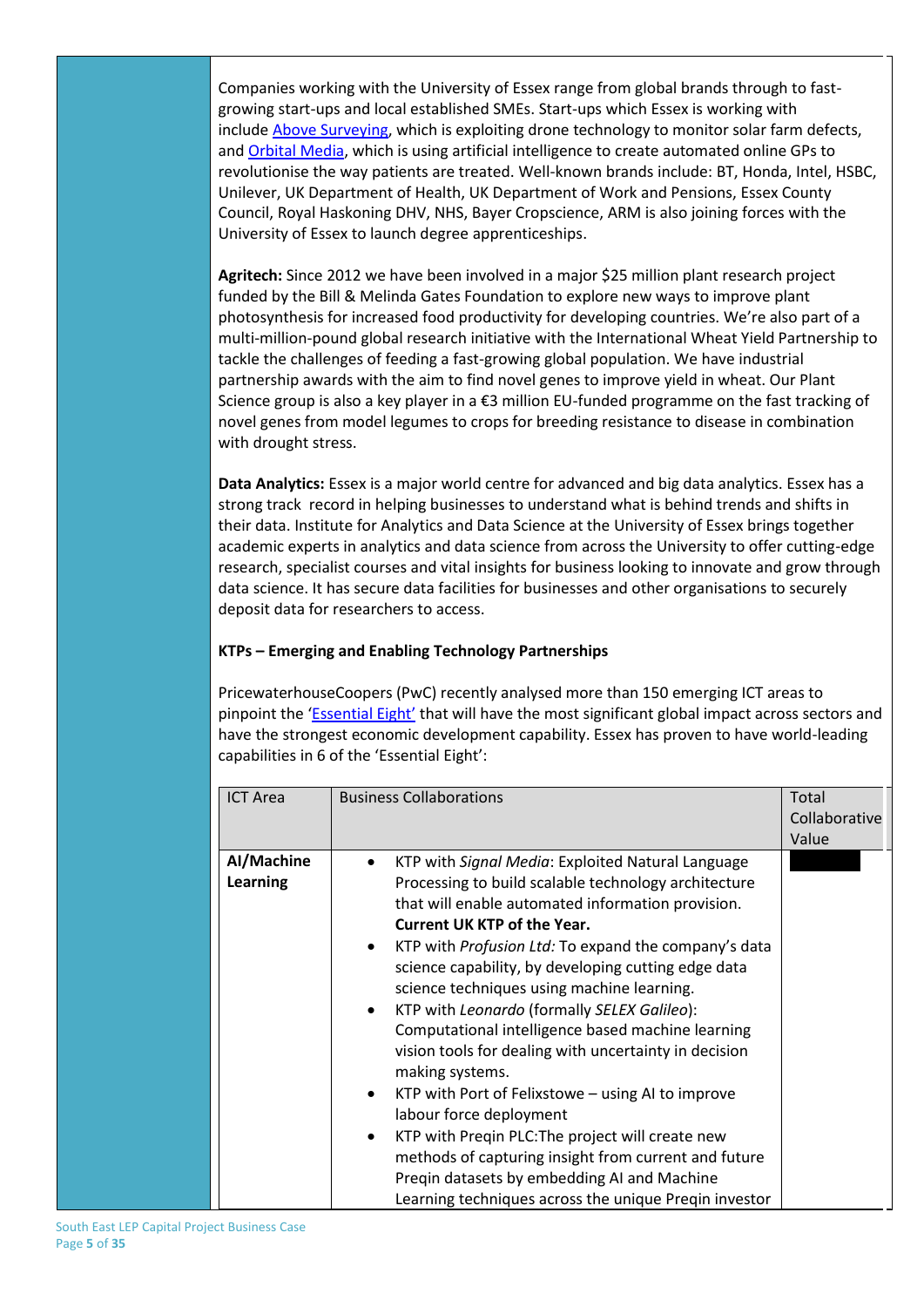Companies working with the University of Essex range from global brands through to fast-growing start-ups and local established SMEs. Start-ups which Essex is working with include [Above Surveying](), which is exploiting drone technology to monitor solar farm defects, and [Orbital Media](), which is using artificial intelligence to create automated online GPs to revolutionise the way patients are treated. Well-known brands include: BT, Honda, Intel, HSBC, Unilever, UK Department of Health, UK Department of Work and Pensions, Essex County Council, Royal Haskoning DHV, NHS, Bayer Cropscience, ARM is also joining forces with the University of Essex to launch degree apprenticeships.

**Agritech:** Since 2012 we have been involved in a major $25 million plant research project funded by the Bill & Melinda Gates Foundation to explore new ways to improve plant photosynthesis for increased food productivity for developing countries. We're also part of a multi-million-pound global research initiative with the International Wheat Yield Partnership to tackle the challenges of feeding a fast-growing global population. We have industrial partnership awards with the aim to find novel genes to improve yield in wheat. Our Plant Science group is also a key player in a €3 million EU-funded programme on the fast tracking of novel genes from model legumes to crops for breeding resistance to disease in combination with drought stress.

**Data Analytics:** Essex is a major world centre for advanced and big data analytics. Essex has a strong track record in helping businesses to understand what is behind trends and shifts in their data. Institute for Analytics and Data Science at the University of Essex brings together academic experts in analytics and data science from across the University to offer cutting-edge research, specialist courses and vital insights for business looking to innovate and grow through data science. It has secure data facilities for businesses and other organisations to securely deposit data for researchers to access.

**KTPs – Emerging and Enabling Technology Partnerships**

PricewaterhouseCoopers (PwC) recently analysed more than 150 emerging ICT areas to pinpoint the '[Essential Eight']()' that will have the most significant global impact across sectors and have the strongest economic development capability. Essex has proven to have world-leading capabilities in 6 of the 'Essential Eight':

| ICT Area | Business Collaborations | Total Collaborative Value |
|---|---|---|
| **AI/Machine Learning** | • KTP with *Signal Media*: Exploited Natural Language Processing to build scalable technology architecture that will enable automated information provision. **Current UK KTP of the Year.**<br>• KTP with *Profusion Ltd:* To expand the company's data science capability, by developing cutting edge data science techniques using machine learning.<br>• KTP with *Leonardo* (formally *SELEX Galileo*): Computational intelligence based machine learning vision tools for dealing with uncertainty in decision making systems.<br>• KTP with Port of Felixstowe – using AI to improve labour force deployment<br>• KTP with Preqin PLC:The project will create new methods of capturing insight from current and future Preqin datasets by embedding AI and Machine Learning techniques across the unique Preqin investor | |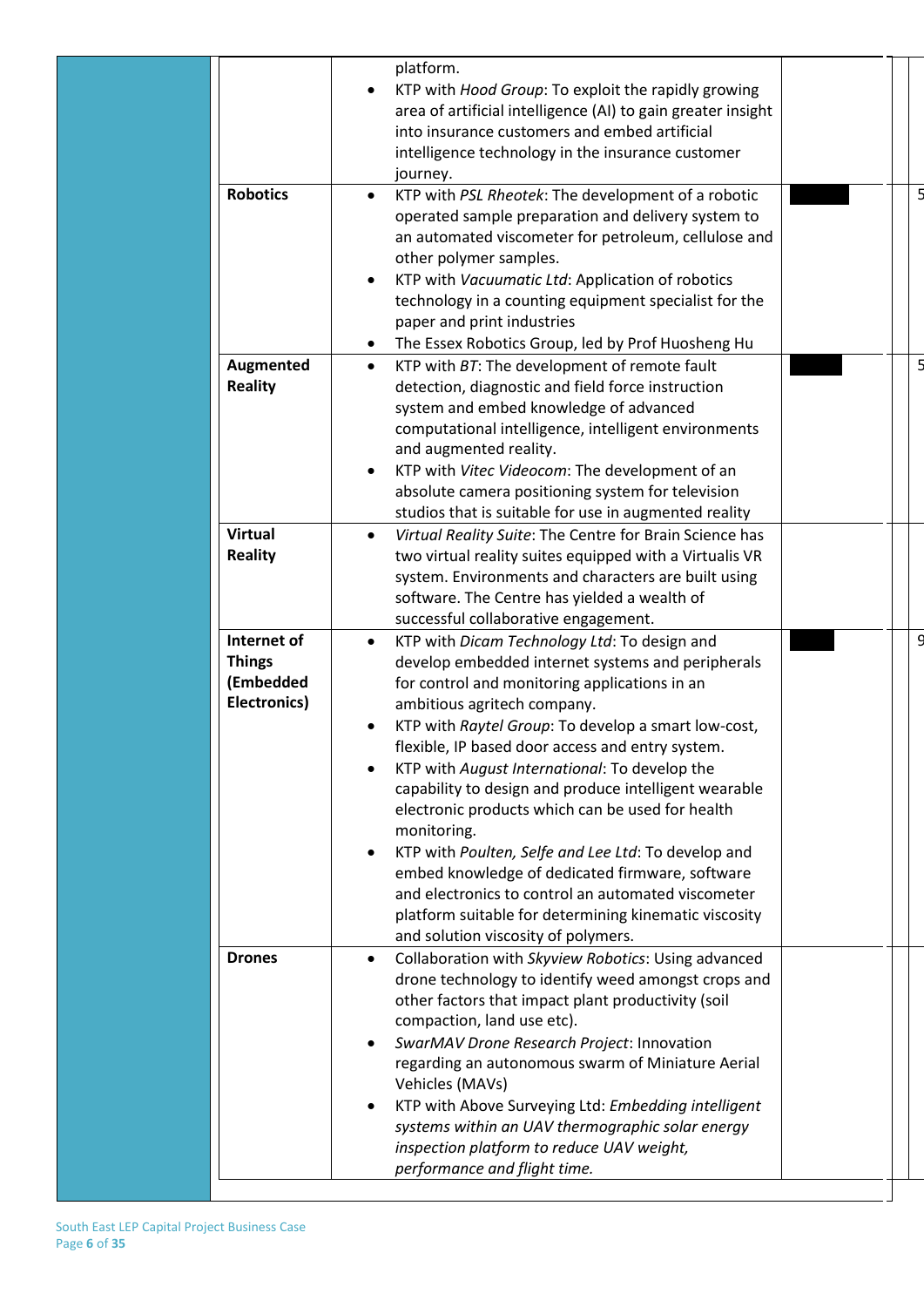| | | | | |
|---|---|---|---|---|
| | | platform.<br>• KTP with *Hood Group*: To exploit the rapidly growing area of artificial intelligence (AI) to gain greater insight into insurance customers and embed artificial intelligence technology in the insurance customer journey. | | |
| | **Robotics** | • KTP with *PSL Rheotek*: The development of a robotic operated sample preparation and delivery system to an automated viscometer for petroleum, cellulose and other polymer samples.<br>• KTP with *Vacuumatic Ltd*: Application of robotics technology in a counting equipment specialist for the paper and print industries<br>• The Essex Robotics Group, led by Prof Huosheng Hu | | 5 |
| | **Augmented Reality** | • KTP with *BT*: The development of remote fault detection, diagnostic and field force instruction system and embed knowledge of advanced computational intelligence, intelligent environments and augmented reality.<br>• KTP with *Vitec Videocom*: The development of an absolute camera positioning system for television studios that is suitable for use in augmented reality | | 5 |
| | **Virtual Reality** | • *Virtual Reality Suite*: The Centre for Brain Science has two virtual reality suites equipped with a Virtualis VR system. Environments and characters are built using software. The Centre has yielded a wealth of successful collaborative engagement. | | |
| | **Internet of Things (Embedded Electronics)** | • KTP with *Dicam Technology Ltd*: To design and develop embedded internet systems and peripherals for control and monitoring applications in an ambitious agritech company.<br>• KTP with *Raytel Group*: To develop a smart low-cost, flexible, IP based door access and entry system.<br>• KTP with *August International*: To develop the capability to design and produce intelligent wearable electronic products which can be used for health monitoring.<br>• KTP with *Poulten, Selfe and Lee Ltd*: To develop and embed knowledge of dedicated firmware, software and electronics to control an automated viscometer platform suitable for determining kinematic viscosity and solution viscosity of polymers. | | 9 |
| | **Drones** | • Collaboration with *Skyview Robotics*: Using advanced drone technology to identify weed amongst crops and other factors that impact plant productivity (soil compaction, land use etc).<br>• *SwarMAV Drone Research Project*: Innovation regarding an autonomous swarm of Miniature Aerial Vehicles (MAVs)<br>• KTP with Above Surveying Ltd: *Embedding intelligent systems within an UAV thermographic solar energy inspection platform to reduce UAV weight, performance and flight time.* | | |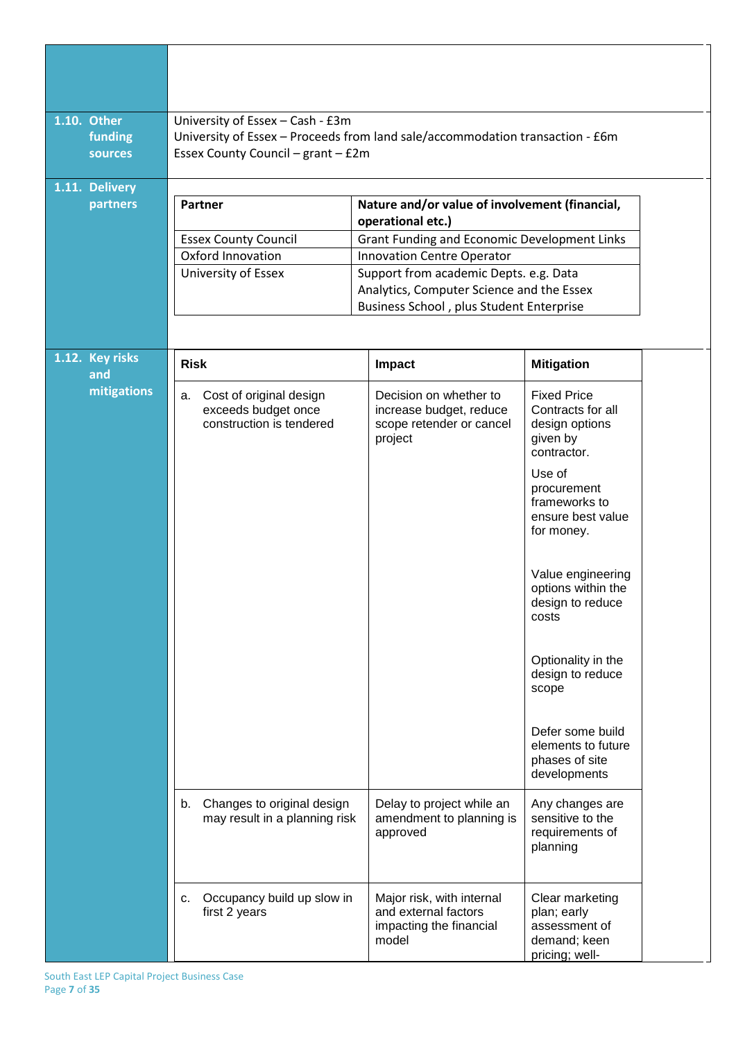### 1.10. Other funding sources

University of Essex – Cash - £3m
University of Essex – Proceeds from land sale/accommodation transaction - £6m
Essex County Council – grant – £2m

### 1.11. Delivery partners

| Partner | Nature and/or value of involvement (financial, operational etc.) |
|---|---|
| Essex County Council | Grant Funding and Economic Development Links |
| Oxford Innovation | Innovation Centre Operator |
| University of Essex | Support from academic Depts. e.g. Data Analytics, Computer Science and the Essex Business School , plus Student Enterprise |

### 1.12. Key risks and mitigations

| Risk | Impact | Mitigation |
|---|---|---|
| a. Cost of original design exceeds budget once construction is tendered | Decision on whether to increase budget, reduce scope retender or cancel project | Fixed Price Contracts for all design options given by contractor.<br><br>Use of procurement frameworks to ensure best value for money.<br><br>Value engineering options within the design to reduce costs<br><br>Optionality in the design to reduce scope<br><br>Defer some build elements to future phases of site developments |
| b. Changes to original design may result in a planning risk | Delay to project while an amendment to planning is approved | Any changes are sensitive to the requirements of planning |
| c. Occupancy build up slow in first 2 years | Major risk, with internal and external factors impacting the financial model | Clear marketing plan; early assessment of demand; keen pricing; well- |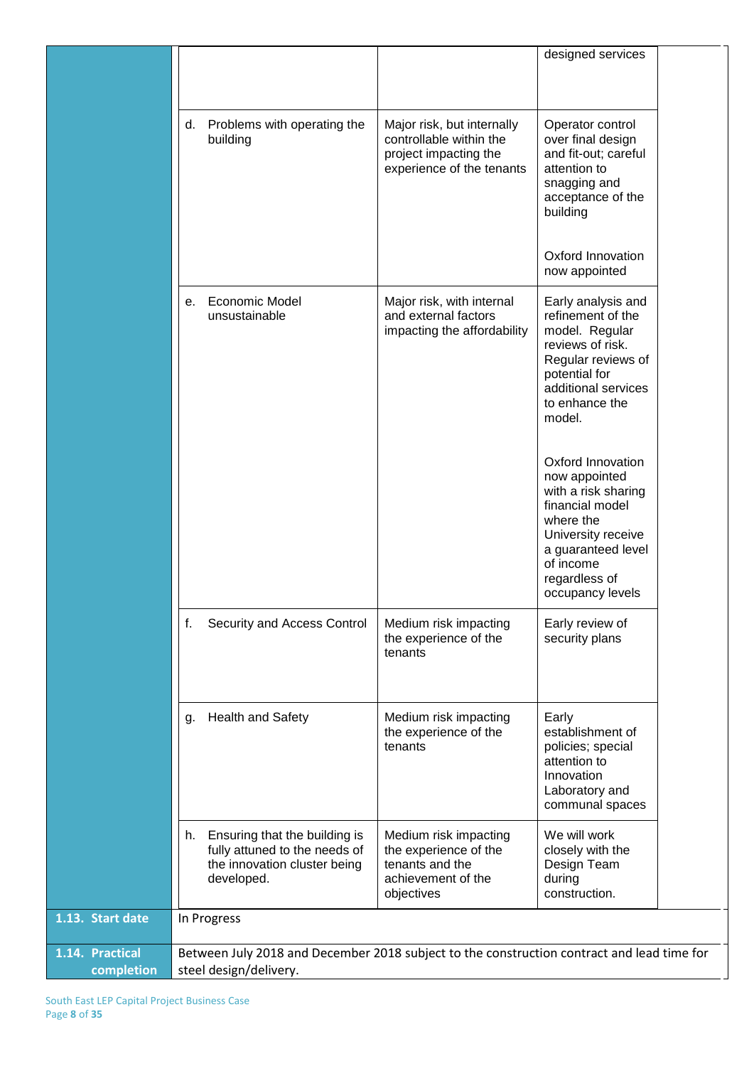| | | | |
|---|---|---|---|
| | | | designed services |
| | d. Problems with operating the building | Major risk, but internally controllable within the project impacting the experience of the tenants | Operator control over final design and fit-out; careful attention to snagging and acceptance of the building<br><br>Oxford Innovation now appointed |
| | e. Economic Model unsustainable | Major risk, with internal and external factors impacting the affordability | Early analysis and refinement of the model. Regular reviews of risk. Regular reviews of potential for additional services to enhance the model.<br><br>Oxford Innovation now appointed with a risk sharing financial model where the University receive a guaranteed level of income regardless of occupancy levels |
| | f. Security and Access Control | Medium risk impacting the experience of the tenants | Early review of security plans |
| | g. Health and Safety | Medium risk impacting the experience of the tenants | Early establishment of policies; special attention to Innovation Laboratory and communal spaces |
| | h. Ensuring that the building is fully attuned to the needs of the innovation cluster being developed. | Medium risk impacting the experience of the tenants and the achievement of the objectives | We will work closely with the Design Team during construction. |
| **1.13. Start date** | In Progress | | |
| **1.14. Practical completion** | Between July 2018 and December 2018 subject to the construction contract and lead time for steel design/delivery. | | |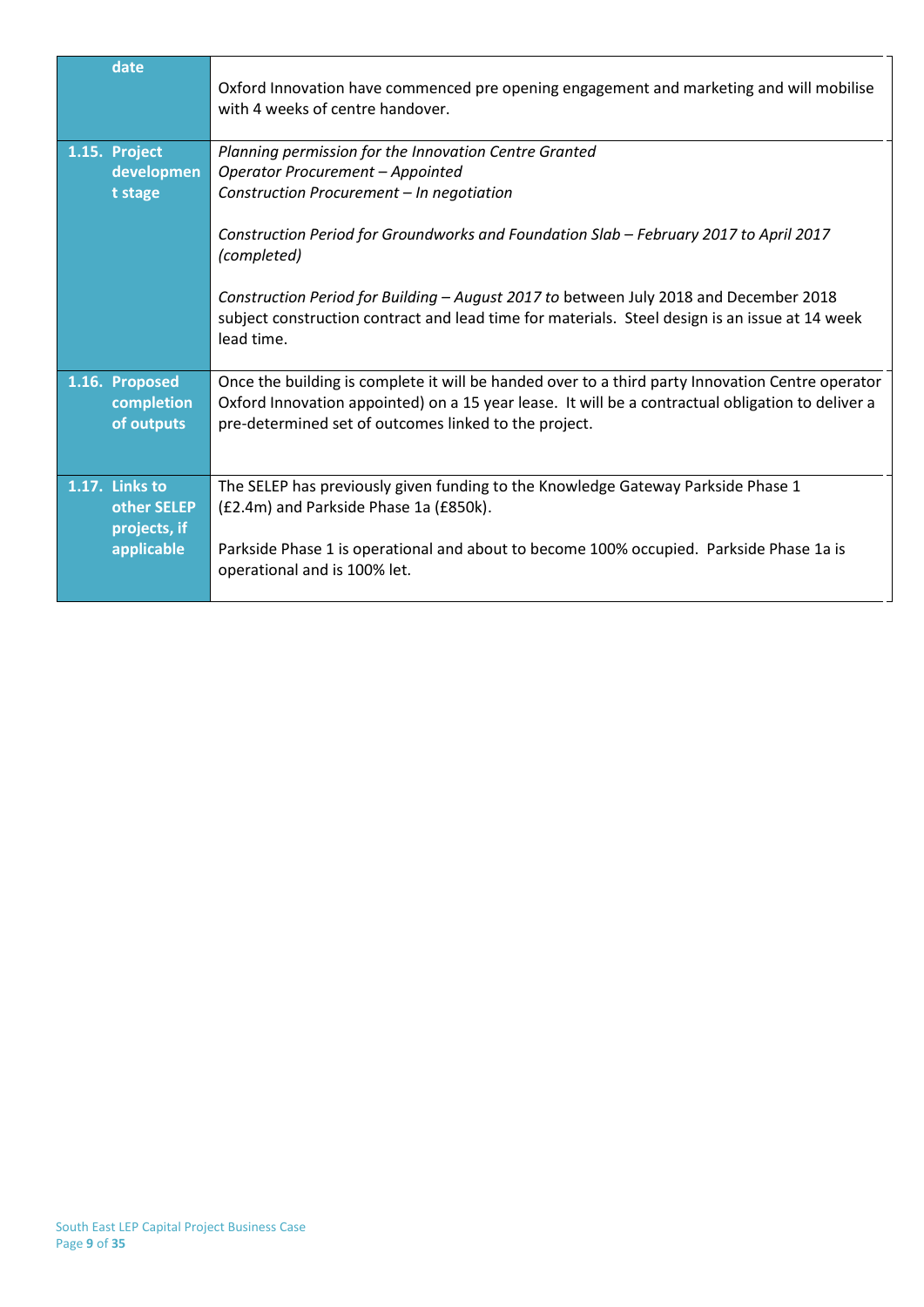| | |
|---|---|
| **date** | Oxford Innovation have commenced pre opening engagement and marketing and will mobilise with 4 weeks of centre handover. |
| **1.15. Project development stage** | *Planning permission for the Innovation Centre Granted*<br>*Operator Procurement – Appointed*<br>*Construction Procurement – In negotiation*<br><br>*Construction Period for Groundworks and Foundation Slab – February 2017 to April 2017 (completed)*<br><br>*Construction Period for Building – August 2017 to* between July 2018 and December 2018 subject construction contract and lead time for materials. Steel design is an issue at 14 week lead time. |
| **1.16. Proposed completion of outputs** | Once the building is complete it will be handed over to a third party Innovation Centre operator Oxford Innovation appointed) on a 15 year lease. It will be a contractual obligation to deliver a pre-determined set of outcomes linked to the project. |
| **1.17. Links to other SELEP projects, if applicable** | The SELEP has previously given funding to the Knowledge Gateway Parkside Phase 1 (£2.4m) and Parkside Phase 1a (£850k).<br><br>Parkside Phase 1 is operational and about to become 100% occupied. Parkside Phase 1a is operational and is 100% let. |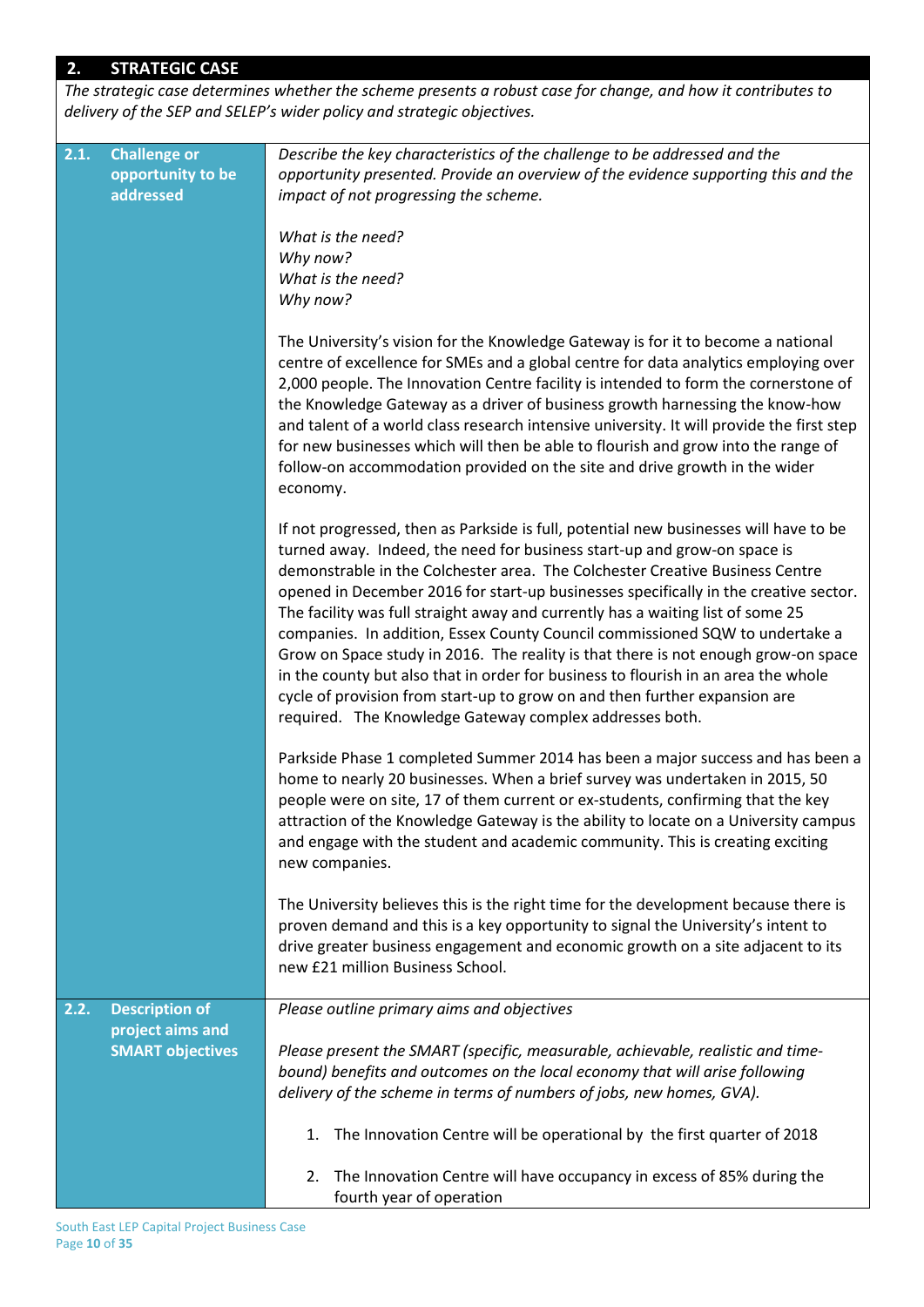## 2. STRATEGIC CASE

*The strategic case determines whether the scheme presents a robust case for change, and how it contributes to delivery of the SEP and SELEP's wider policy and strategic objectives.*

| | |
|---|---|
| **2.1. Challenge or opportunity to be addressed** | *Describe the key characteristics of the challenge to be addressed and the opportunity presented. Provide an overview of the evidence supporting this and the impact of not progressing the scheme.*<br><br>*What is the need?*<br>*Why now?*<br>*What is the need?*<br>*Why now?*<br><br>The University's vision for the Knowledge Gateway is for it to become a national centre of excellence for SMEs and a global centre for data analytics employing over 2,000 people. The Innovation Centre facility is intended to form the cornerstone of the Knowledge Gateway as a driver of business growth harnessing the know-how and talent of a world class research intensive university. It will provide the first step for new businesses which will then be able to flourish and grow into the range of follow-on accommodation provided on the site and drive growth in the wider economy.<br><br>If not progressed, then as Parkside is full, potential new businesses will have to be turned away. Indeed, the need for business start-up and grow-on space is demonstrable in the Colchester area. The Colchester Creative Business Centre opened in December 2016 for start-up businesses specifically in the creative sector. The facility was full straight away and currently has a waiting list of some 25 companies. In addition, Essex County Council commissioned SQW to undertake a Grow on Space study in 2016. The reality is that there is not enough grow-on space in the county but also that in order for business to flourish in an area the whole cycle of provision from start-up to grow on and then further expansion are required. The Knowledge Gateway complex addresses both.<br><br>Parkside Phase 1 completed Summer 2014 has been a major success and has been a home to nearly 20 businesses. When a brief survey was undertaken in 2015, 50 people were on site, 17 of them current or ex-students, confirming that the key attraction of the Knowledge Gateway is the ability to locate on a University campus and engage with the student and academic community. This is creating exciting new companies.<br><br>The University believes this is the right time for the development because there is proven demand and this is a key opportunity to signal the University's intent to drive greater business engagement and economic growth on a site adjacent to its new £21 million Business School. |
| **2.2. Description of project aims and SMART objectives** | *Please outline primary aims and objectives*<br><br>*Please present the SMART (specific, measurable, achievable, realistic and time-bound) benefits and outcomes on the local economy that will arise following delivery of the scheme in terms of numbers of jobs, new homes, GVA).*<br><br>1. The Innovation Centre will be operational by the first quarter of 2018<br><br>2. The Innovation Centre will have occupancy in excess of 85% during the fourth year of operation |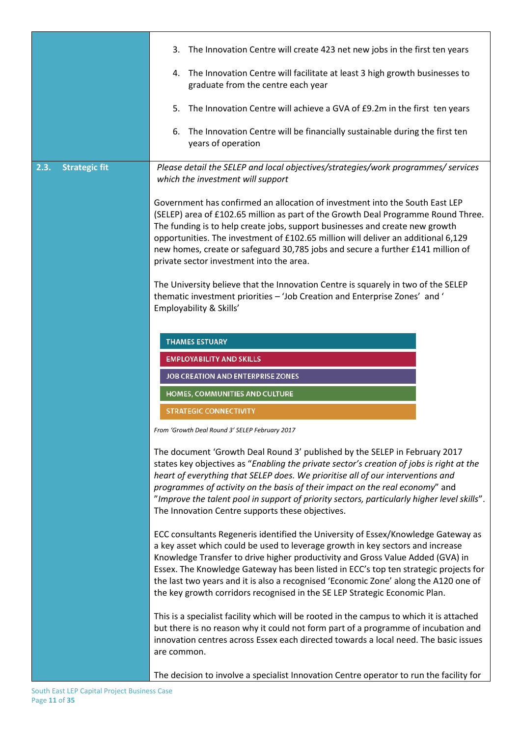3. The Innovation Centre will create 423 net new jobs in the first ten years
4. The Innovation Centre will facilitate at least 3 high growth businesses to graduate from the centre each year
5. The Innovation Centre will achieve a GVA of £9.2m in the first ten years
6. The Innovation Centre will be financially sustainable during the first ten years of operation

## 2.3. Strategic fit

*Please detail the SELEP and local objectives/strategies/work programmes/ services which the investment will support*

Government has confirmed an allocation of investment into the South East LEP (SELEP) area of £102.65 million as part of the Growth Deal Programme Round Three. The funding is to help create jobs, support businesses and create new growth opportunities. The investment of £102.65 million will deliver an additional 6,129 new homes, create or safeguard 30,785 jobs and secure a further £141 million of private sector investment into the area.

The University believe that the Innovation Centre is squarely in two of the SELEP thematic investment priorities – 'Job Creation and Enterprise Zones' and ' Employability & Skills'

- THAMES ESTUARY
- EMPLOYABILITY AND SKILLS
- JOB CREATION AND ENTERPRISE ZONES
- HOMES, COMMUNITIES AND CULTURE
- STRATEGIC CONNECTIVITY

*From 'Growth Deal Round 3' SELEP February 2017*

The document 'Growth Deal Round 3' published by the SELEP in February 2017 states key objectives as "*Enabling the private sector's creation of jobs is right at the heart of everything that SELEP does. We prioritise all of our interventions and programmes of activity on the basis of their impact on the real economy*" and "*Improve the talent pool in support of priority sectors, particularly higher level skills*". The Innovation Centre supports these objectives.

ECC consultants Regeneris identified the University of Essex/Knowledge Gateway as a key asset which could be used to leverage growth in key sectors and increase Knowledge Transfer to drive higher productivity and Gross Value Added (GVA) in Essex. The Knowledge Gateway has been listed in ECC's top ten strategic projects for the last two years and it is also a recognised 'Economic Zone' along the A120 one of the key growth corridors recognised in the SE LEP Strategic Economic Plan.

This is a specialist facility which will be rooted in the campus to which it is attached but there is no reason why it could not form part of a programme of incubation and innovation centres across Essex each directed towards a local need. The basic issues are common.

The decision to involve a specialist Innovation Centre operator to run the facility for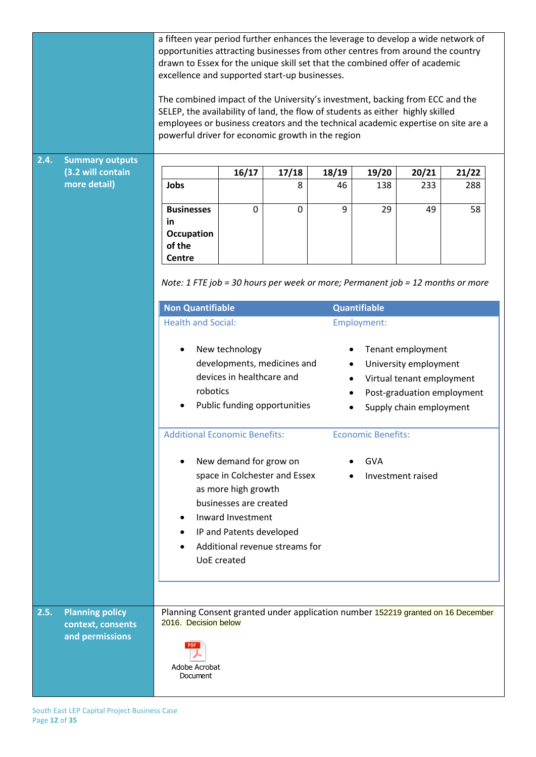a fifteen year period further enhances the leverage to develop a wide network of opportunities attracting businesses from other centres from around the country drawn to Essex for the unique skill set that the combined offer of academic excellence and supported start-up businesses.

The combined impact of the University's investment, backing from ECC and the SELEP, the availability of land, the flow of students as either highly skilled employees or business creators and the technical academic expertise on site are a powerful driver for economic growth in the region

## 2.4. Summary outputs (3.2 will contain more detail)

| | 16/17 | 17/18 | 18/19 | 19/20 | 20/21 | 21/22 |
|---|---|---|---|---|---|---|
| **Jobs** | | 8 | 46 | 138 | 233 | 288 |
| **Businesses in Occupation of the Centre** | 0 | 0 | 9 | 29 | 49 | 58 |

*Note: 1 FTE job = 30 hours per week or more; Permanent job = 12 months or more*

| Non Quantifiable | Quantifiable |
|---|---|
| Health and Social:<br>• New technology developments, medicines and devices in healthcare and robotics<br>• Public funding opportunities | Employment:<br>• Tenant employment<br>• University employment<br>• Virtual tenant employment<br>• Post-graduation employment<br>• Supply chain employment |
| Additional Economic Benefits:<br>• New demand for grow on space in Colchester and Essex as more high growth businesses are created<br>• Inward Investment<br>• IP and Patents developed<br>• Additional revenue streams for UoE created | Economic Benefits:<br>• GVA<br>• Investment raised |

## 2.5. Planning policy context, consents and permissions

Planning Consent granted under application number 152219 granted on 16 December 2016. Decision below

Adobe Acrobat Document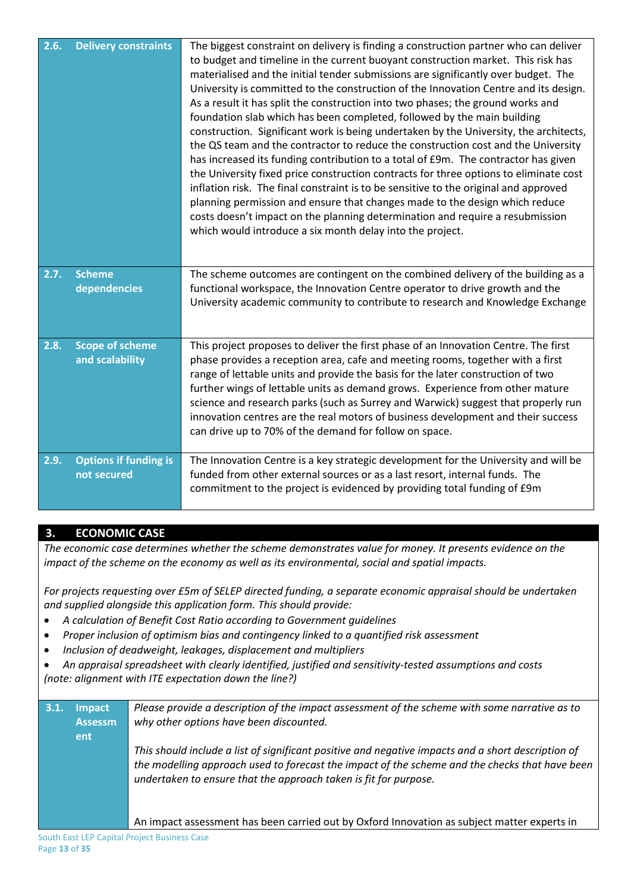| | |
|---|---|
| **2.6. Delivery constraints** | The biggest constraint on delivery is finding a construction partner who can deliver to budget and timeline in the current buoyant construction market. This risk has materialised and the initial tender submissions are significantly over budget. The University is committed to the construction of the Innovation Centre and its design. As a result it has split the construction into two phases; the ground works and foundation slab which has been completed, followed by the main building construction. Significant work is being undertaken by the University, the architects, the QS team and the contractor to reduce the construction cost and the University has increased its funding contribution to a total of £9m. The contractor has given the University fixed price construction contracts for three options to eliminate cost inflation risk. The final constraint is to be sensitive to the original and approved planning permission and ensure that changes made to the design which reduce costs doesn't impact on the planning determination and require a resubmission which would introduce a six month delay into the project. |
| **2.7. Scheme dependencies** | The scheme outcomes are contingent on the combined delivery of the building as a functional workspace, the Innovation Centre operator to drive growth and the University academic community to contribute to research and Knowledge Exchange |
| **2.8. Scope of scheme and scalability** | This project proposes to deliver the first phase of an Innovation Centre. The first phase provides a reception area, cafe and meeting rooms, together with a first range of lettable units and provide the basis for the later construction of two further wings of lettable units as demand grows. Experience from other mature science and research parks (such as Surrey and Warwick) suggest that properly run innovation centres are the real motors of business development and their success can drive up to 70% of the demand for follow on space. |
| **2.9. Options if funding is not secured** | The Innovation Centre is a key strategic development for the University and will be funded from other external sources or as a last resort, internal funds. The commitment to the project is evidenced by providing total funding of £9m |

## 3. ECONOMIC CASE

*The economic case determines whether the scheme demonstrates value for money. It presents evidence on the impact of the scheme on the economy as well as its environmental, social and spatial impacts.*

*For projects requesting over £5m of SELEP directed funding, a separate economic appraisal should be undertaken and supplied alongside this application form. This should provide:*

- *A calculation of Benefit Cost Ratio according to Government guidelines*
- *Proper inclusion of optimism bias and contingency linked to a quantified risk assessment*
- *Inclusion of deadweight, leakages, displacement and multipliers*
- *An appraisal spreadsheet with clearly identified, justified and sensitivity-tested assumptions and costs*

*(note: alignment with ITE expectation down the line?)*

| | |
|---|---|
| **3.1. Impact Assessment** | *Please provide a description of the impact assessment of the scheme with some narrative as to why other options have been discounted.*<br><br>*This should include a list of significant positive and negative impacts and a short description of the modelling approach used to forecast the impact of the scheme and the checks that have been undertaken to ensure that the approach taken is fit for purpose.*<br><br>An impact assessment has been carried out by Oxford Innovation as subject matter experts in |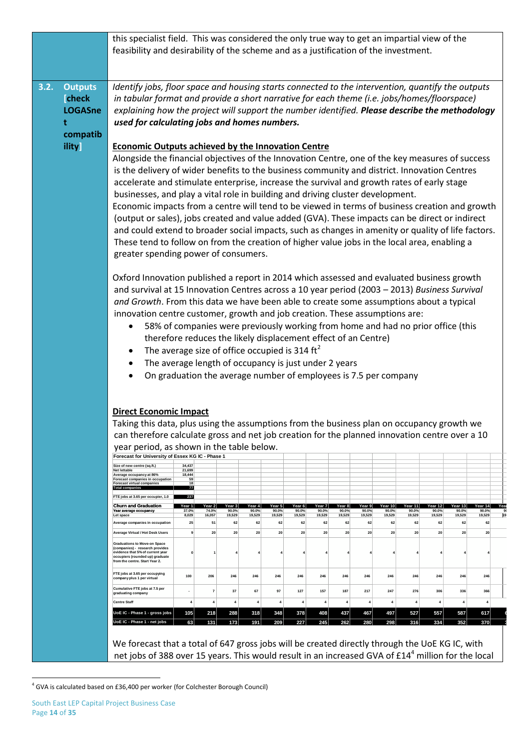this specialist field. This was considered the only true way to get an impartial view of the feasibility and desirability of the scheme and as a justification of the investment.

**3.2. Outputs [check LOGASnet compatibility]**

*Identify jobs, floor space and housing starts connected to the intervention, quantify the outputs in tabular format and provide a short narrative for each theme (i.e. jobs/homes/floorspace) explaining how the project will support the number identified.* ***Please describe the methodology used for calculating jobs and homes numbers.***

**Economic Outputs achieved by the Innovation Centre**

Alongside the financial objectives of the Innovation Centre, one of the key measures of success is the delivery of wider benefits to the business community and district. Innovation Centres accelerate and stimulate enterprise, increase the survival and growth rates of early stage businesses, and play a vital role in building and driving cluster development.

Economic impacts from a centre will tend to be viewed in terms of business creation and growth (output or sales), jobs created and value added (GVA). These impacts can be direct or indirect and could extend to broader social impacts, such as changes in amenity or quality of life factors. These tend to follow on from the creation of higher value jobs in the local area, enabling a greater spending power of consumers.

Oxford Innovation published a report in 2014 which assessed and evaluated business growth and survival at 15 Innovation Centres across a 10 year period (2003 – 2013) *Business Survival and Growth*. From this data we have been able to create some assumptions about a typical innovation centre customer, growth and job creation. These assumptions are:

- 58% of companies were previously working from home and had no prior office (this therefore reduces the likely displacement effect of an Centre)
- The average size of office occupied is 314 $ft^2$
- The average length of occupancy is just under 2 years
- On graduation the average number of employees is 7.5 per company

**Direct Economic Impact**

Taking this data, plus using the assumptions from the business plan on occupancy growth we can therefore calculate gross and net job creation for the planned innovation centre over a 10 year period, as shown in the table below.

**Forecast for University of Essex KG IC - Phase 1**

| | |
|---|---|
| Size of new centre (sq.ft.) | 34,437 |
| Net lettable | 21,699 |
| Average occupancy at 86% | 18,444 |
| Forecast companies in occupation | 59 |
| Forecast virtual companies | 18 |
| Total companies | 77 |
| FTE jobs at 3.65 per occupier, 1.0 | 237 |

| Churn and Graduation | Year 1 | Year 2 | Year 3 | Year 4 | Year 5 | Year 6 | Year 7 | Year 8 | Year 9 | Year 10 | Year 11 | Year 12 | Year 13 | Year 14 |
|---|---|---|---|---|---|---|---|---|---|---|---|---|---|---|
| Year average occupancy | 37.0% | 74.0% | 90.0% | 90.0% | 90.0% | 90.0% | 90.0% | 90.0% | 90.0% | 90.0% | 90.0% | 90.0% | 90.0% | 90.0% |
| Let space | 8,029 | 16,057 | 19,529 | 19,529 | 19,529 | 19,529 | 19,529 | 19,529 | 19,529 | 19,529 | 19,529 | 19,529 | 19,529 | 19,529 |
| Average companies in occupation | 25 | 51 | 62 | 62 | 62 | 62 | 62 | 62 | 62 | 62 | 62 | 62 | 62 | 62 |
| Average Virtual / Hot Desk Users | 9 | 20 | 20 | 20 | 20 | 20 | 20 | 20 | 20 | 20 | 20 | 20 | 20 | 20 |
| Graduations to Move-on Space (companies) - research provides evidence that 5% of current year occupiers (rounded up) graduate from the centre. Start Year 2. | 0 | 1 | 4 | 4 | 4 | 4 | 4 | 4 | 4 | 4 | 4 | 4 | 4 | 4 |
| FTE jobs at 3.65 per occupying company plus 1 per virtual | 100 | 206 | 246 | 246 | 246 | 246 | 246 | 246 | 246 | 246 | 246 | 246 | 246 | 246 |
| Cumulative FTE jobs at 7.5 per graduating company | - | 7 | 37 | 67 | 97 | 127 | 157 | 187 | 217 | 247 | 276 | 306 | 336 | 366 |
| Centre Staff | 4 | 4 | 4 | 4 | 4 | 4 | 4 | 4 | 4 | 4 | 4 | 4 | 4 | 4 |
| UoE IC - Phase 1 - gross jobs | 105 | 218 | 288 | 318 | 348 | 378 | 408 | 437 | 467 | 497 | 527 | 557 | 587 | 617 |
| UoE IC - Phase 1 - net jobs | 63 | 131 | 173 | 191 | 209 | 227 | 245 | 262 | 280 | 298 | 316 | 334 | 352 | 370 |

We forecast that a total of 647 gross jobs will be created directly through the UoE KG IC, with net jobs of 388 over 15 years. This would result in an increased GVA of £14[4] million for the local

[4] GVA is calculated based on £36,400 per worker (for Colchester Borough Council)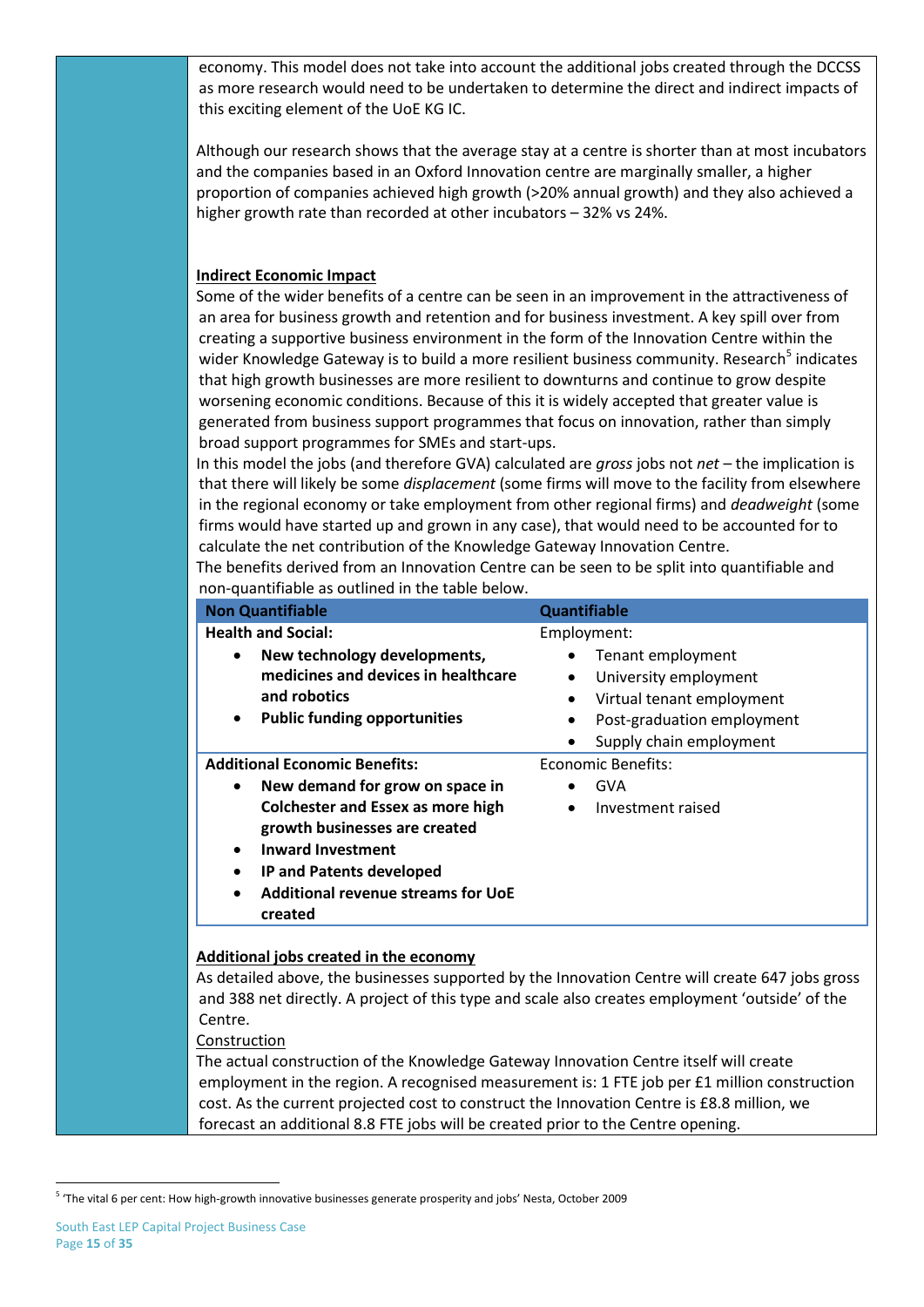economy. This model does not take into account the additional jobs created through the DCCSS as more research would need to be undertaken to determine the direct and indirect impacts of this exciting element of the UoE KG IC.

Although our research shows that the average stay at a centre is shorter than at most incubators and the companies based in an Oxford Innovation centre are marginally smaller, a higher proportion of companies achieved high growth (>20% annual growth) and they also achieved a higher growth rate than recorded at other incubators – 32% vs 24%.

**Indirect Economic Impact**

Some of the wider benefits of a centre can be seen in an improvement in the attractiveness of an area for business growth and retention and for business investment. A key spill over from creating a supportive business environment in the form of the Innovation Centre within the wider Knowledge Gateway is to build a more resilient business community. Research[5] indicates that high growth businesses are more resilient to downturns and continue to grow despite worsening economic conditions. Because of this it is widely accepted that greater value is generated from business support programmes that focus on innovation, rather than simply broad support programmes for SMEs and start-ups.

In this model the jobs (and therefore GVA) calculated are *gross* jobs not *net* – the implication is that there will likely be some *displacement* (some firms will move to the facility from elsewhere in the regional economy or take employment from other regional firms) and *deadweight* (some firms would have started up and grown in any case), that would need to be accounted for to calculate the net contribution of the Knowledge Gateway Innovation Centre.

The benefits derived from an Innovation Centre can be seen to be split into quantifiable and non-quantifiable as outlined in the table below.

| Non Quantifiable | Quantifiable |
|---|---|
| **Health and Social:**<br>• **New technology developments, medicines and devices in healthcare and robotics**<br>• **Public funding opportunities** | Employment:<br>• Tenant employment<br>• University employment<br>• Virtual tenant employment<br>• Post-graduation employment<br>• Supply chain employment |
| **Additional Economic Benefits:**<br>• **New demand for grow on space in Colchester and Essex as more high growth businesses are created**<br>• **Inward Investment**<br>• **IP and Patents developed**<br>• **Additional revenue streams for UoE created** | Economic Benefits:<br>• GVA<br>• Investment raised |

**Additional jobs created in the economy**

As detailed above, the businesses supported by the Innovation Centre will create 647 jobs gross and 388 net directly. A project of this type and scale also creates employment 'outside' of the Centre.

Construction

The actual construction of the Knowledge Gateway Innovation Centre itself will create employment in the region. A recognised measurement is: 1 FTE job per £1 million construction cost. As the current projected cost to construct the Innovation Centre is £8.8 million, we forecast an additional 8.8 FTE jobs will be created prior to the Centre opening.

[5] 'The vital 6 per cent: How high-growth innovative businesses generate prosperity and jobs' Nesta, October 2009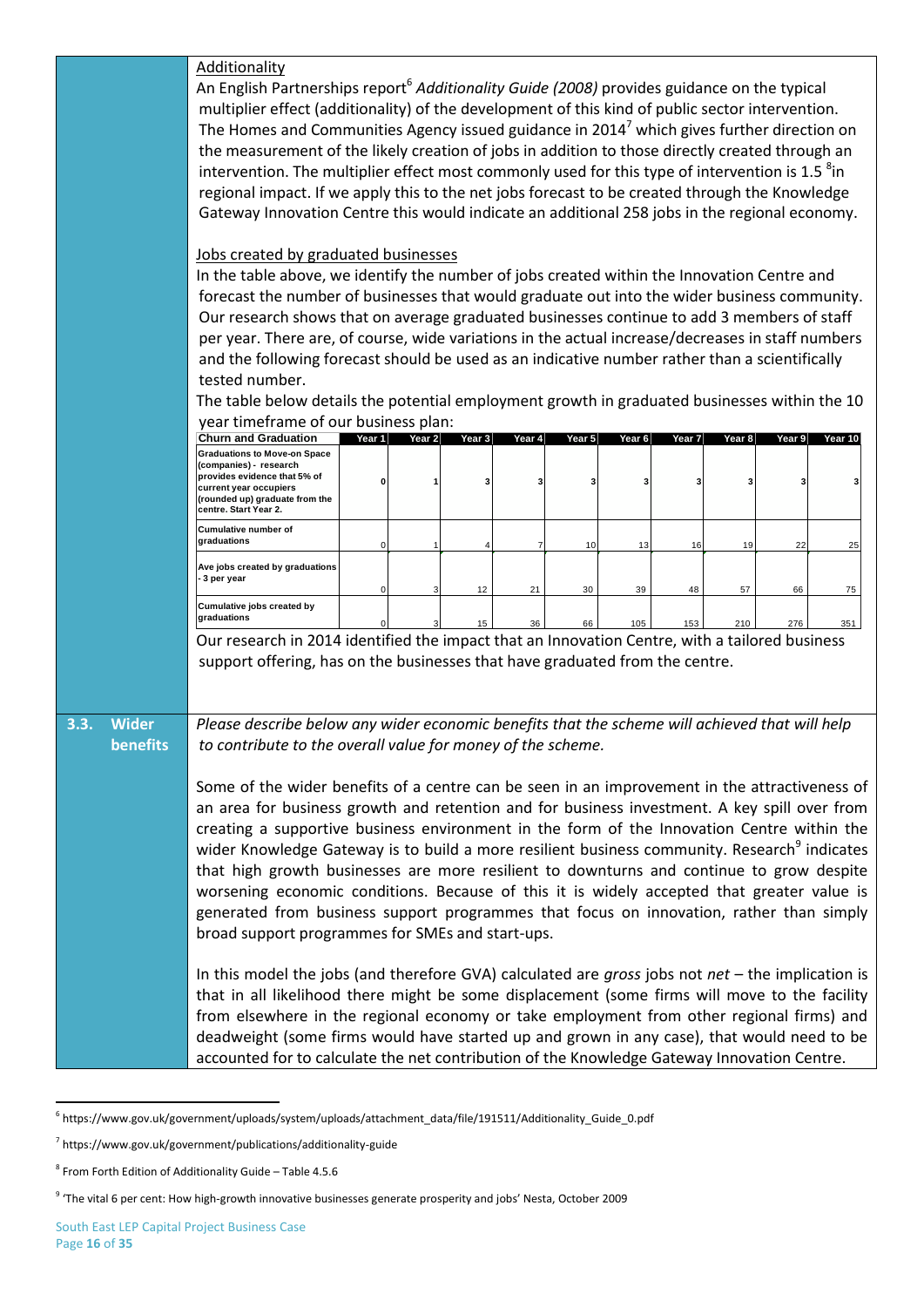Additionality

An English Partnerships report[6] *Additionality Guide (2008)* provides guidance on the typical multiplier effect (additionality) of the development of this kind of public sector intervention. The Homes and Communities Agency issued guidance in 2014[7] which gives further direction on the measurement of the likely creation of jobs in addition to those directly created through an intervention. The multiplier effect most commonly used for this type of intervention is 1.5 [8]in regional impact. If we apply this to the net jobs forecast to be created through the Knowledge Gateway Innovation Centre this would indicate an additional 258 jobs in the regional economy.

Jobs created by graduated businesses

In the table above, we identify the number of jobs created within the Innovation Centre and forecast the number of businesses that would graduate out into the wider business community. Our research shows that on average graduated businesses continue to add 3 members of staff per year. There are, of course, wide variations in the actual increase/decreases in staff numbers and the following forecast should be used as an indicative number rather than a scientifically tested number.

The table below details the potential employment growth in graduated businesses within the 10 year timeframe of our business plan:

| Churn and Graduation | Year 1 | Year 2 | Year 3 | Year 4 | Year 5 | Year 6 | Year 7 | Year 8 | Year 9 | Year 10 |
|---|---|---|---|---|---|---|---|---|---|---|
| Graduations to Move-on Space (companies) - research provides evidence that 5% of current year occupiers (rounded up) graduate from the centre. Start Year 2. | 0 | 1 | 3 | 3 | 3 | 3 | 3 | 3 | 3 | 3 |
| Cumulative number of graduations | 0 | 1 | 4 | 7 | 10 | 13 | 16 | 19 | 22 | 25 |
| Ave jobs created by graduations - 3 per year | 0 | 3 | 12 | 21 | 30 | 39 | 48 | 57 | 66 | 75 |
| Cumulative jobs created by graduations | 0 | 3 | 15 | 36 | 66 | 105 | 153 | 210 | 276 | 351 |

Our research in 2014 identified the impact that an Innovation Centre, with a tailored business support offering, has on the businesses that have graduated from the centre.

## 3.3. Wider benefits

*Please describe below any wider economic benefits that the scheme will achieved that will help to contribute to the overall value for money of the scheme.*

Some of the wider benefits of a centre can be seen in an improvement in the attractiveness of an area for business growth and retention and for business investment. A key spill over from creating a supportive business environment in the form of the Innovation Centre within the wider Knowledge Gateway is to build a more resilient business community. Research[9] indicates that high growth businesses are more resilient to downturns and continue to grow despite worsening economic conditions. Because of this it is widely accepted that greater value is generated from business support programmes that focus on innovation, rather than simply broad support programmes for SMEs and start-ups.

In this model the jobs (and therefore GVA) calculated are *gross* jobs not *net* – the implication is that in all likelihood there might be some displacement (some firms will move to the facility from elsewhere in the regional economy or take employment from other regional firms) and deadweight (some firms would have started up and grown in any case), that would need to be accounted for to calculate the net contribution of the Knowledge Gateway Innovation Centre.

---

[6] https://www.gov.uk/government/uploads/system/uploads/attachment_data/file/191511/Additionality_Guide_0.pdf

[7] https://www.gov.uk/government/publications/additionality-guide

[8] From Forth Edition of Additionality Guide – Table 4.5.6

[9] 'The vital 6 per cent: How high-growth innovative businesses generate prosperity and jobs' Nesta, October 2009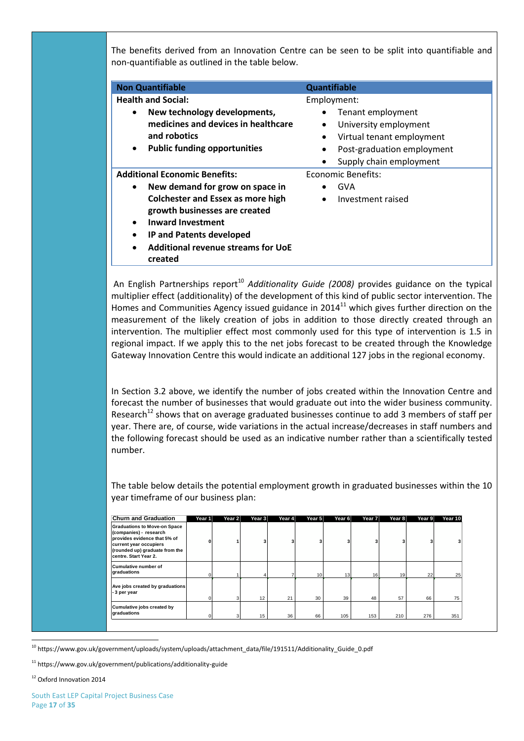The benefits derived from an Innovation Centre can be seen to be split into quantifiable and non-quantifiable as outlined in the table below.

| Non Quantifiable | Quantifiable |
|---|---|
| **Health and Social:**<br>• **New technology developments, medicines and devices in healthcare and robotics**<br>• **Public funding opportunities** | Employment:<br>• Tenant employment<br>• University employment<br>• Virtual tenant employment<br>• Post-graduation employment<br>• Supply chain employment |
| **Additional Economic Benefits:**<br>• **New demand for grow on space in Colchester and Essex as more high growth businesses are created**<br>• **Inward Investment**<br>• **IP and Patents developed**<br>• **Additional revenue streams for UoE created** | Economic Benefits:<br>• GVA<br>• Investment raised |

An English Partnerships report[10] *Additionality Guide (2008)* provides guidance on the typical multiplier effect (additionality) of the development of this kind of public sector intervention. The Homes and Communities Agency issued guidance in 2014[11] which gives further direction on the measurement of the likely creation of jobs in addition to those directly created through an intervention. The multiplier effect most commonly used for this type of intervention is 1.5 in regional impact. If we apply this to the net jobs forecast to be created through the Knowledge Gateway Innovation Centre this would indicate an additional 127 jobs in the regional economy.

In Section 3.2 above, we identify the number of jobs created within the Innovation Centre and forecast the number of businesses that would graduate out into the wider business community. Research[12] shows that on average graduated businesses continue to add 3 members of staff per year. There are, of course, wide variations in the actual increase/decreases in staff numbers and the following forecast should be used as an indicative number rather than a scientifically tested number.

The table below details the potential employment growth in graduated businesses within the 10 year timeframe of our business plan:

| Churn and Graduation | Year 1 | Year 2 | Year 3 | Year 4 | Year 5 | Year 6 | Year 7 | Year 8 | Year 9 | Year 10 |
|---|---|---|---|---|---|---|---|---|---|---|
| Graduations to Move-on Space (companies) - research provides evidence that 5% of current year occupiers (rounded up) graduate from the centre. Start Year 2. | 0 | 1 | 3 | 3 | 3 | 3 | 3 | 3 | 3 | 3 |
| Cumulative number of graduations | 0 | 1 | 4 | 7 | 10 | 13 | 16 | 19 | 22 | 25 |
| Ave jobs created by graduations - 3 per year | 0 | 3 | 12 | 21 | 30 | 39 | 48 | 57 | 66 | 75 |
| Cumulative jobs created by graduations | 0 | 3 | 15 | 36 | 66 | 105 | 153 | 210 | 276 | 351 |

[10] https://www.gov.uk/government/uploads/system/uploads/attachment_data/file/191511/Additionality_Guide_0.pdf

[11] https://www.gov.uk/government/publications/additionality-guide

[12] Oxford Innovation 2014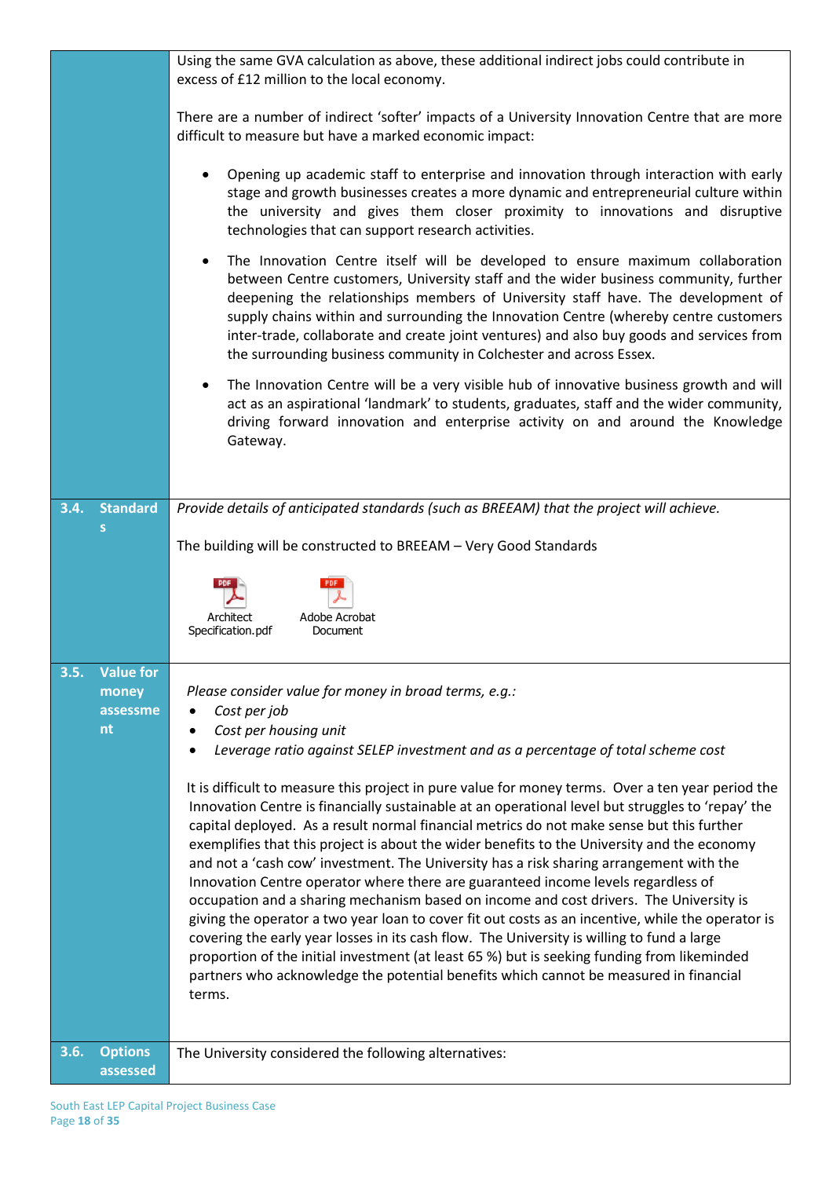| | |
|---|---|
| | Using the same GVA calculation as above, these additional indirect jobs could contribute in excess of £12 million to the local economy.<br><br>There are a number of indirect 'softer' impacts of a University Innovation Centre that are more difficult to measure but have a marked economic impact:<br><br>• Opening up academic staff to enterprise and innovation through interaction with early stage and growth businesses creates a more dynamic and entrepreneurial culture within the university and gives them closer proximity to innovations and disruptive technologies that can support research activities.<br><br>• The Innovation Centre itself will be developed to ensure maximum collaboration between Centre customers, University staff and the wider business community, further deepening the relationships members of University staff have. The development of supply chains within and surrounding the Innovation Centre (whereby centre customers inter-trade, collaborate and create joint ventures) and also buy goods and services from the surrounding business community in Colchester and across Essex.<br><br>• The Innovation Centre will be a very visible hub of innovative business growth and will act as an aspirational 'landmark' to students, graduates, staff and the wider community, driving forward innovation and enterprise activity on and around the Knowledge Gateway. |
| **3.4. Standards** | *Provide details of anticipated standards (such as BREEAM) that the project will achieve.*<br><br>The building will be constructed to BREEAM – Very Good Standards<br><br>Architect Specification.pdf &nbsp;&nbsp; Adobe Acrobat Document |
| **3.5. Value for money assessment** | *Please consider value for money in broad terms, e.g.:*<br>• *Cost per job*<br>• *Cost per housing unit*<br>• *Leverage ratio against SELEP investment and as a percentage of total scheme cost*<br><br>It is difficult to measure this project in pure value for money terms. Over a ten year period the Innovation Centre is financially sustainable at an operational level but struggles to 'repay' the capital deployed. As a result normal financial metrics do not make sense but this further exemplifies that this project is about the wider benefits to the University and the economy and not a 'cash cow' investment. The University has a risk sharing arrangement with the Innovation Centre operator where there are guaranteed income levels regardless of occupation and a sharing mechanism based on income and cost drivers. The University is giving the operator a two year loan to cover fit out costs as an incentive, while the operator is covering the early year losses in its cash flow. The University is willing to fund a large proportion of the initial investment (at least 65 %) but is seeking funding from likeminded partners who acknowledge the potential benefits which cannot be measured in financial terms. |
| **3.6. Options assessed** | The University considered the following alternatives: |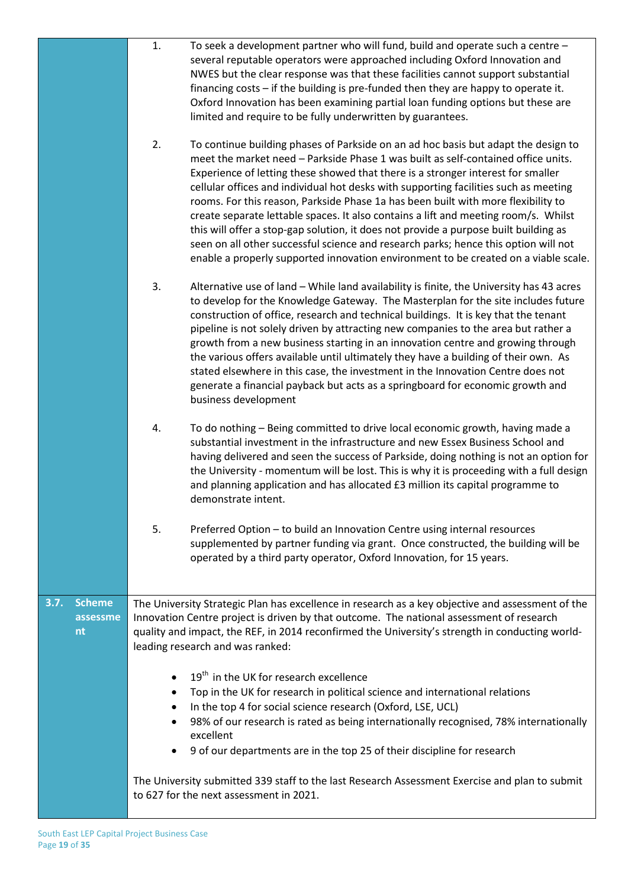1. To seek a development partner who will fund, build and operate such a centre – several reputable operators were approached including Oxford Innovation and NWES but the clear response was that these facilities cannot support substantial financing costs – if the building is pre-funded then they are happy to operate it. Oxford Innovation has been examining partial loan funding options but these are limited and require to be fully underwritten by guarantees.

2. To continue building phases of Parkside on an ad hoc basis but adapt the design to meet the market need – Parkside Phase 1 was built as self-contained office units. Experience of letting these showed that there is a stronger interest for smaller cellular offices and individual hot desks with supporting facilities such as meeting rooms. For this reason, Parkside Phase 1a has been built with more flexibility to create separate lettable spaces. It also contains a lift and meeting room/s. Whilst this will offer a stop-gap solution, it does not provide a purpose built building as seen on all other successful science and research parks; hence this option will not enable a properly supported innovation environment to be created on a viable scale.

3. Alternative use of land – While land availability is finite, the University has 43 acres to develop for the Knowledge Gateway. The Masterplan for the site includes future construction of office, research and technical buildings. It is key that the tenant pipeline is not solely driven by attracting new companies to the area but rather a growth from a new business starting in an innovation centre and growing through the various offers available until ultimately they have a building of their own. As stated elsewhere in this case, the investment in the Innovation Centre does not generate a financial payback but acts as a springboard for economic growth and business development

4. To do nothing – Being committed to drive local economic growth, having made a substantial investment in the infrastructure and new Essex Business School and having delivered and seen the success of Parkside, doing nothing is not an option for the University - momentum will be lost. This is why it is proceeding with a full design and planning application and has allocated £3 million its capital programme to demonstrate intent.

5. Preferred Option – to build an Innovation Centre using internal resources supplemented by partner funding via grant. Once constructed, the building will be operated by a third party operator, Oxford Innovation, for 15 years.

## 3.7. Scheme assessment

The University Strategic Plan has excellence in research as a key objective and assessment of the Innovation Centre project is driven by that outcome. The national assessment of research quality and impact, the REF, in 2014 reconfirmed the University's strength in conducting world-leading research and was ranked:

- 19th in the UK for research excellence
- Top in the UK for research in political science and international relations
- In the top 4 for social science research (Oxford, LSE, UCL)
- 98% of our research is rated as being internationally recognised, 78% internationally excellent
- 9 of our departments are in the top 25 of their discipline for research

The University submitted 339 staff to the last Research Assessment Exercise and plan to submit to 627 for the next assessment in 2021.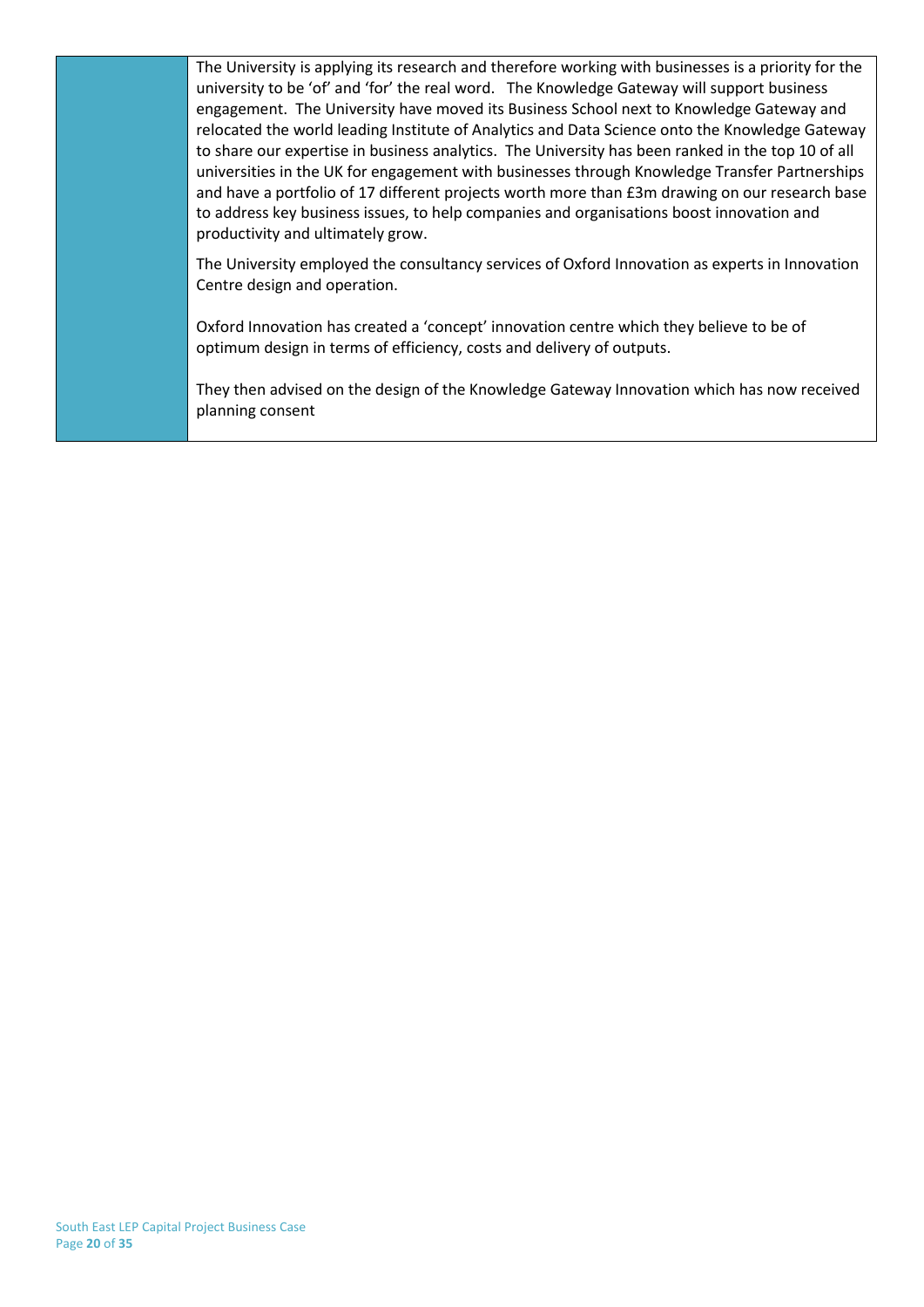| | |
|---|---|
| | The University is applying its research and therefore working with businesses is a priority for the university to be 'of' and 'for' the real word. The Knowledge Gateway will support business engagement. The University have moved its Business School next to Knowledge Gateway and relocated the world leading Institute of Analytics and Data Science onto the Knowledge Gateway to share our expertise in business analytics. The University has been ranked in the top 10 of all universities in the UK for engagement with businesses through Knowledge Transfer Partnerships and have a portfolio of 17 different projects worth more than £3m drawing on our research base to address key business issues, to help companies and organisations boost innovation and productivity and ultimately grow.<br><br>The University employed the consultancy services of Oxford Innovation as experts in Innovation Centre design and operation.<br><br>Oxford Innovation has created a 'concept' innovation centre which they believe to be of optimum design in terms of efficiency, costs and delivery of outputs.<br><br>They then advised on the design of the Knowledge Gateway Innovation which has now received planning consent |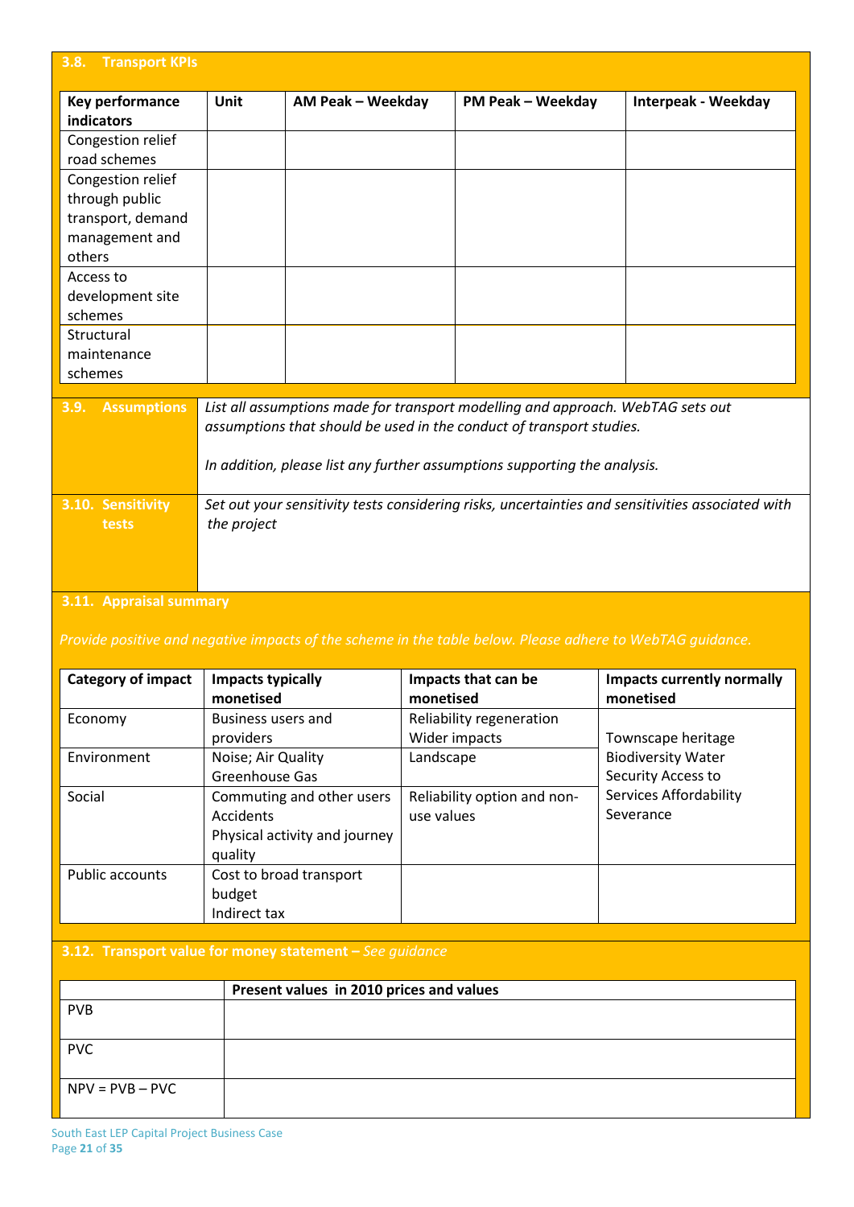### 3.8. Transport KPIs

| Key performance indicators | Unit | AM Peak – Weekday | PM Peak – Weekday | Interpeak - Weekday |
|---|---|---|---|---|
| Congestion relief road schemes | | | | |
| Congestion relief through public transport, demand management and others | | | | |
| Access to development site schemes | | | | |
| Structural maintenance schemes | | | | |

### 3.9. Assumptions

*List all assumptions made for transport modelling and approach. WebTAG sets out assumptions that should be used in the conduct of transport studies.*

*In addition, please list any further assumptions supporting the analysis.*

### 3.10. Sensitivity tests

*Set out your sensitivity tests considering risks, uncertainties and sensitivities associated with the project*

### 3.11. Appraisal summary

*Provide positive and negative impacts of the scheme in the table below. Please adhere to WebTAG guidance.*

| Category of impact | Impacts typically monetised | Impacts that can be monetised | Impacts currently normally monetised |
|---|---|---|---|
| Economy | Business users and providers | Reliability regeneration Wider impacts | Townscape heritage Biodiversity Water Security Access to Services Affordability Severance |
| Environment | Noise; Air Quality Greenhouse Gas | Landscape | |
| Social | Commuting and other users Accidents Physical activity and journey quality | Reliability option and non-use values | |
| Public accounts | Cost to broad transport budget Indirect tax | | |

### 3.12. Transport value for money statement – *See guidance*

| | Present values in 2010 prices and values |
|---|---|
| PVB | |
| PVC | |
| NPV = PVB – PVC | |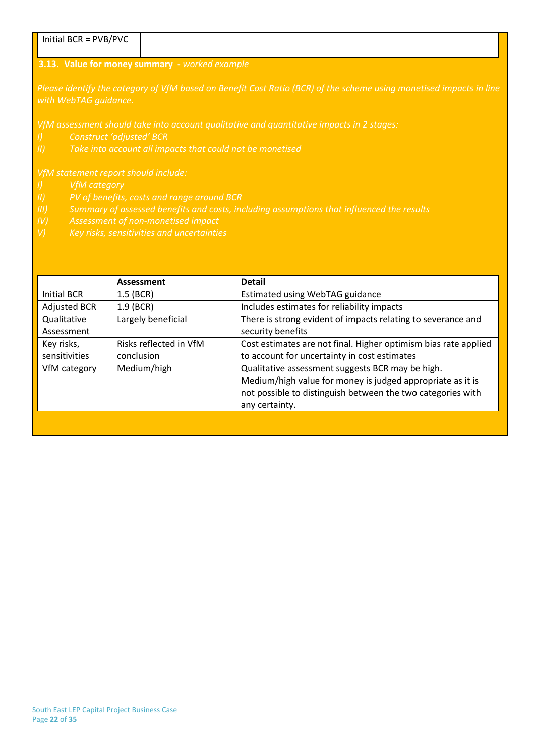| Initial BCR = PVB/PVC | |
|---|---|

**3.13. Value for money summary** - *worked example*

*Please identify the category of VfM based on Benefit Cost Ratio (BCR) of the scheme using monetised impacts in line with WebTAG guidance.*

*VfM assessment should take into account qualitative and quantitative impacts in 2 stages:*

*I) Construct 'adjusted' BCR*
*II) Take into account all impacts that could not be monetised*

*VfM statement report should include:*

*I) VfM category*
*II) PV of benefits, costs and range around BCR*
*III) Summary of assessed benefits and costs, including assumptions that influenced the results*
*IV) Assessment of non-monetised impact*
*V) Key risks, sensitivities and uncertainties*

| | **Assessment** | **Detail** |
|---|---|---|
| Initial BCR | 1.5 (BCR) | Estimated using WebTAG guidance |
| Adjusted BCR | 1.9 (BCR) | Includes estimates for reliability impacts |
| Qualitative Assessment | Largely beneficial | There is strong evident of impacts relating to severance and security benefits |
| Key risks, sensitivities | Risks reflected in VfM conclusion | Cost estimates are not final. Higher optimism bias rate applied to account for uncertainty in cost estimates |
| VfM category | Medium/high | Qualitative assessment suggests BCR may be high. Medium/high value for money is judged appropriate as it is not possible to distinguish between the two categories with any certainty. |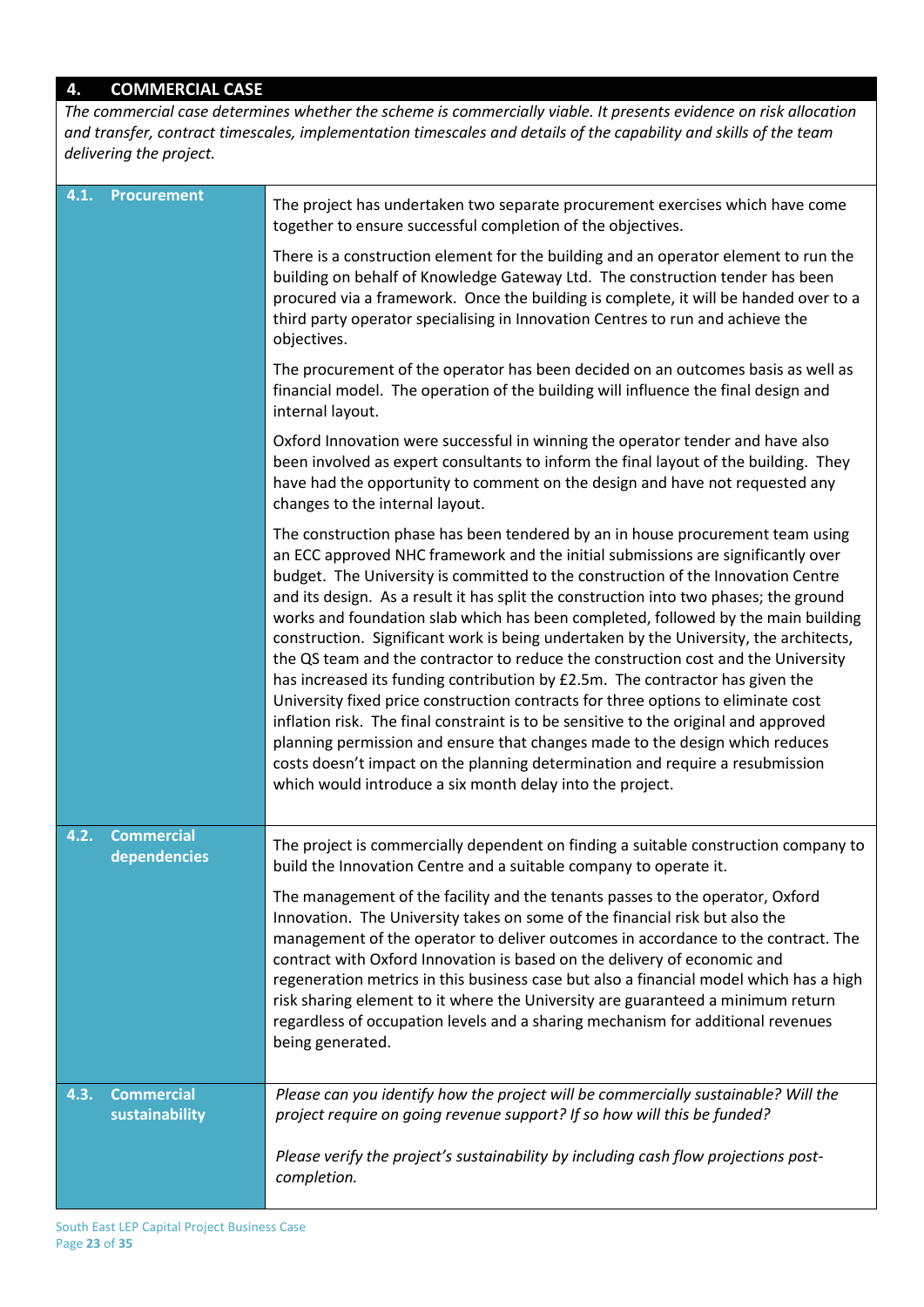## 4. COMMERCIAL CASE

*The commercial case determines whether the scheme is commercially viable. It presents evidence on risk allocation and transfer, contract timescales, implementation timescales and details of the capability and skills of the team delivering the project.*

| | |
|---|---|
| **4.1. Procurement** | The project has undertaken two separate procurement exercises which have come together to ensure successful completion of the objectives.<br><br>There is a construction element for the building and an operator element to run the building on behalf of Knowledge Gateway Ltd. The construction tender has been procured via a framework. Once the building is complete, it will be handed over to a third party operator specialising in Innovation Centres to run and achieve the objectives.<br><br>The procurement of the operator has been decided on an outcomes basis as well as financial model. The operation of the building will influence the final design and internal layout.<br><br>Oxford Innovation were successful in winning the operator tender and have also been involved as expert consultants to inform the final layout of the building. They have had the opportunity to comment on the design and have not requested any changes to the internal layout.<br><br>The construction phase has been tendered by an in house procurement team using an ECC approved NHC framework and the initial submissions are significantly over budget. The University is committed to the construction of the Innovation Centre and its design. As a result it has split the construction into two phases; the ground works and foundation slab which has been completed, followed by the main building construction. Significant work is being undertaken by the University, the architects, the QS team and the contractor to reduce the construction cost and the University has increased its funding contribution by £2.5m. The contractor has given the University fixed price construction contracts for three options to eliminate cost inflation risk. The final constraint is to be sensitive to the original and approved planning permission and ensure that changes made to the design which reduces costs doesn't impact on the planning determination and require a resubmission which would introduce a six month delay into the project. |
| **4.2. Commercial dependencies** | The project is commercially dependent on finding a suitable construction company to build the Innovation Centre and a suitable company to operate it.<br><br>The management of the facility and the tenants passes to the operator, Oxford Innovation. The University takes on some of the financial risk but also the management of the operator to deliver outcomes in accordance to the contract. The contract with Oxford Innovation is based on the delivery of economic and regeneration metrics in this business case but also a financial model which has a high risk sharing element to it where the University are guaranteed a minimum return regardless of occupation levels and a sharing mechanism for additional revenues being generated. |
| **4.3. Commercial sustainability** | *Please can you identify how the project will be commercially sustainable? Will the project require on going revenue support? If so how will this be funded?*<br><br>*Please verify the project's sustainability by including cash flow projections post-completion.* |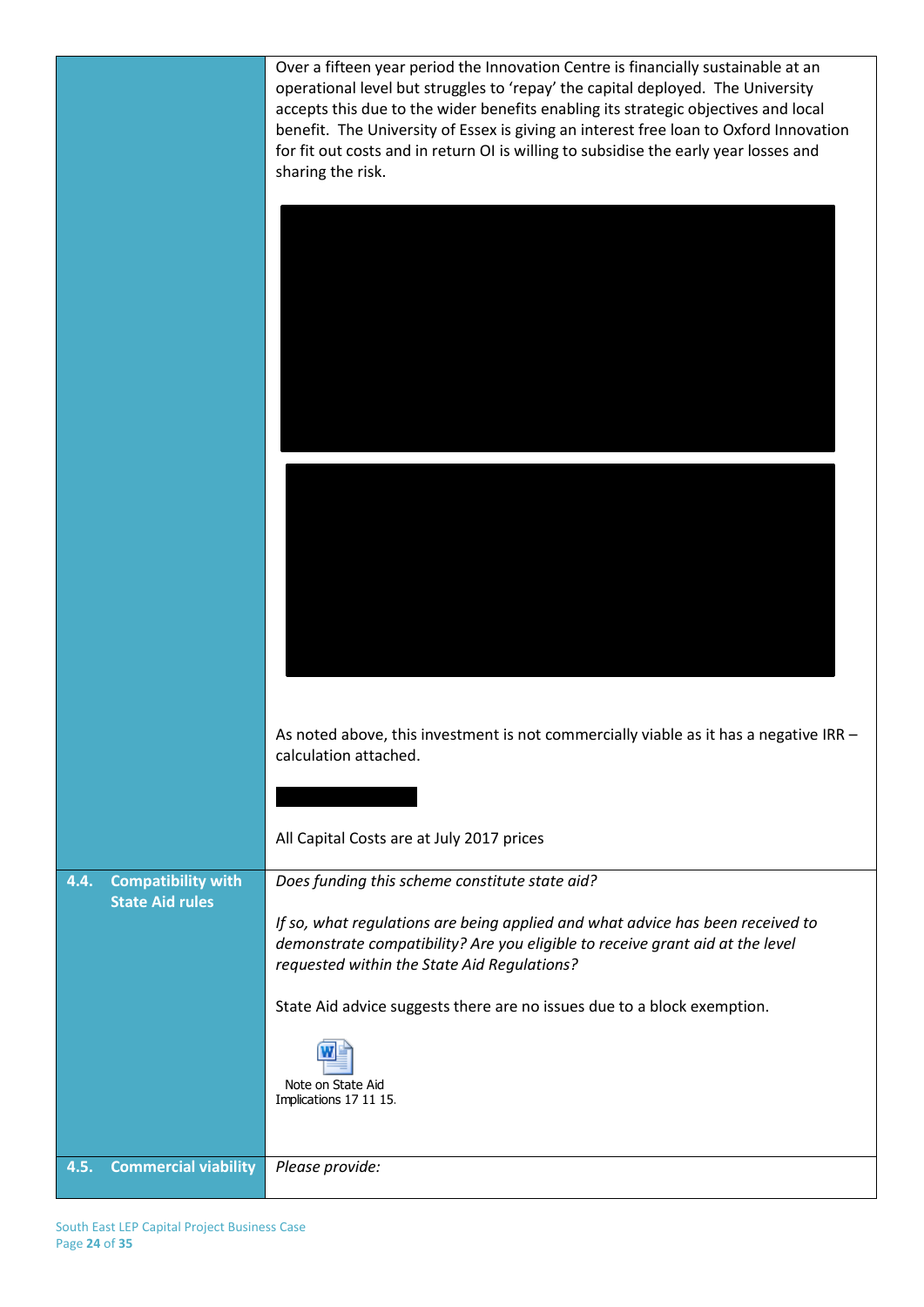| | |
|---|---|
| | Over a fifteen year period the Innovation Centre is financially sustainable at an operational level but struggles to 'repay' the capital deployed. The University accepts this due to the wider benefits enabling its strategic objectives and local benefit. The University of Essex is giving an interest free loan to Oxford Innovation for fit out costs and in return OI is willing to subsidise the early year losses and sharing the risk.<br><br>As noted above, this investment is not commercially viable as it has a negative IRR – calculation attached.<br><br>All Capital Costs are at July 2017 prices |
| **4.4. Compatibility with State Aid rules** | *Does funding this scheme constitute state aid?*<br><br>*If so, what regulations are being applied and what advice has been received to demonstrate compatibility? Are you eligible to receive grant aid at the level requested within the State Aid Regulations?*<br><br>State Aid advice suggests there are no issues due to a block exemption.<br><br>Note on State Aid Implications 17 11 15. |
| **4.5. Commercial viability** | *Please provide:* |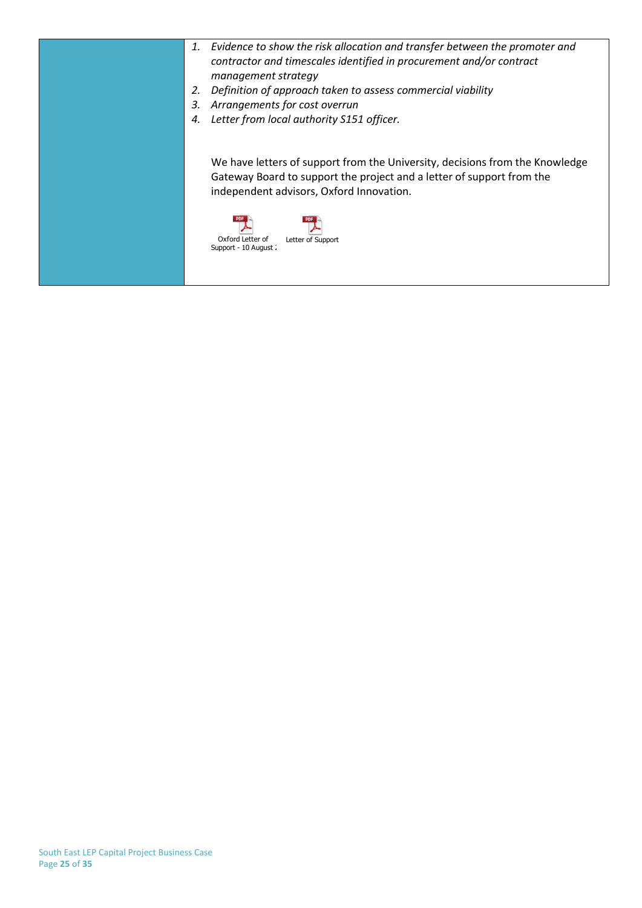| | |
|---|---|
| | 1. *Evidence to show the risk allocation and transfer between the promoter and contractor and timescales identified in procurement and/or contract management strategy*<br>2. *Definition of approach taken to assess commercial viability*<br>3. *Arrangements for cost overrun*<br>4. *Letter from local authority S151 officer.*<br><br>We have letters of support from the University, decisions from the Knowledge Gateway Board to support the project and a letter of support from the independent advisors, Oxford Innovation.<br><br>Oxford Letter of Support - 10 August ; Letter of Support |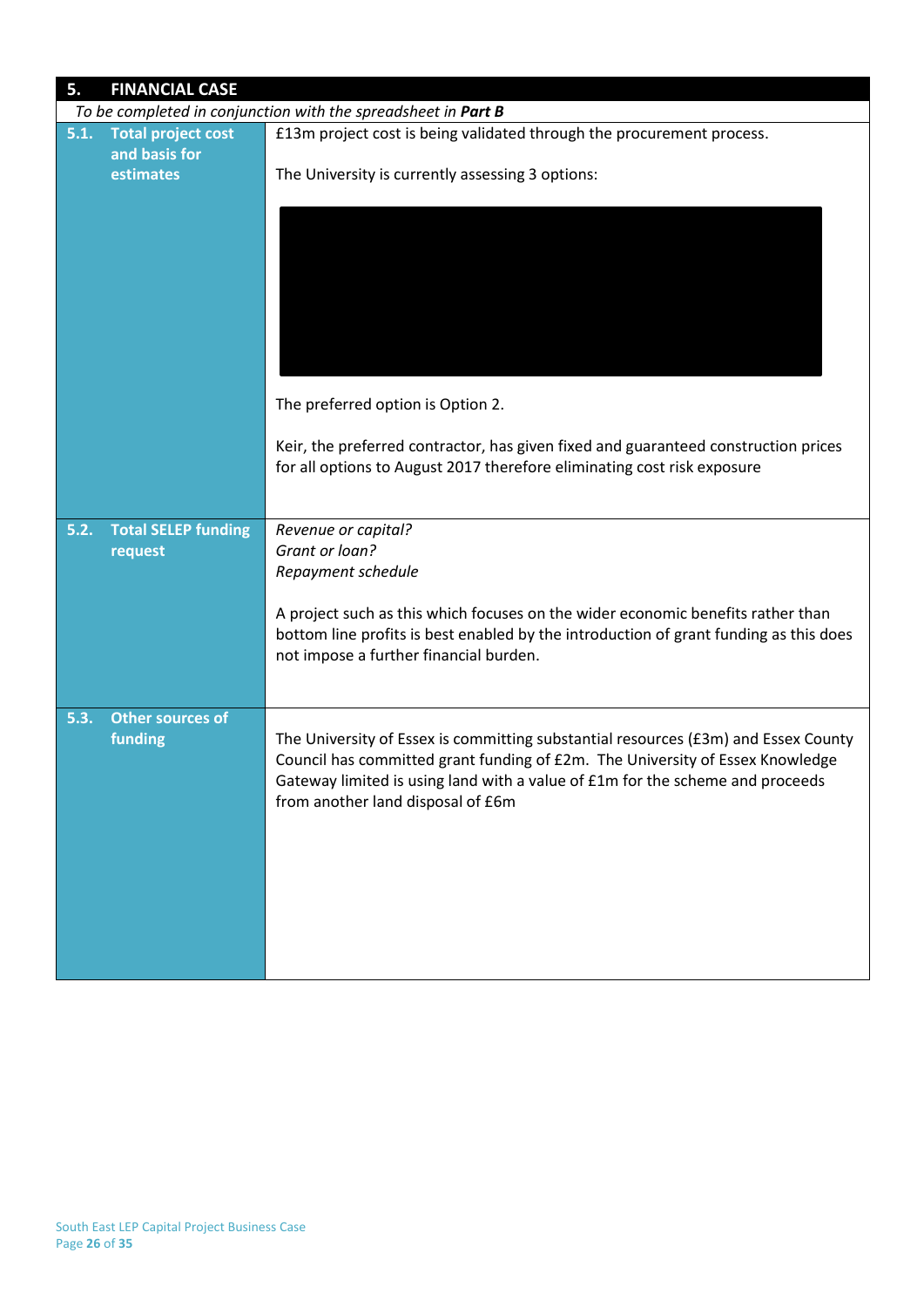| 5. FINANCIAL CASE | |
|---|---|
| *To be completed in conjunction with the spreadsheet in **Part B*** | |
| **5.1. Total project cost and basis for estimates** | £13m project cost is being validated through the procurement process.<br><br>The University is currently assessing 3 options:<br><br>The preferred option is Option 2.<br><br>Keir, the preferred contractor, has given fixed and guaranteed construction prices for all options to August 2017 therefore eliminating cost risk exposure |
| **5.2. Total SELEP funding request** | *Revenue or capital?*<br>*Grant or loan?*<br>*Repayment schedule*<br><br>A project such as this which focuses on the wider economic benefits rather than bottom line profits is best enabled by the introduction of grant funding as this does not impose a further financial burden. |
| **5.3. Other sources of funding** | The University of Essex is committing substantial resources (£3m) and Essex County Council has committed grant funding of £2m. The University of Essex Knowledge Gateway limited is using land with a value of £1m for the scheme and proceeds from another land disposal of £6m |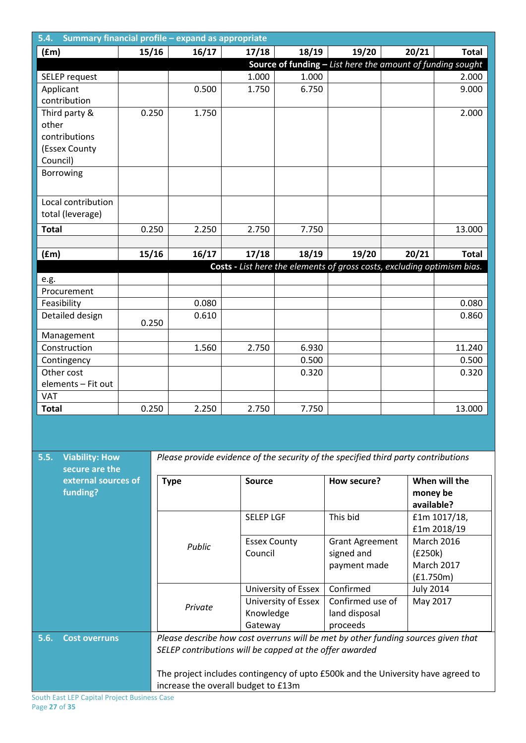## 5.4. Summary financial profile – expand as appropriate

| (£m) | 15/16 | 16/17 | 17/18 | 18/19 | 19/20 | 20/21 | Total |
|---|---|---|---|---|---|---|---|
| | | | | | | | **Source of funding –** *List here the amount of funding sought* |
| SELEP request | | | 1.000 | 1.000 | | | 2.000 |
| Applicant contribution | | 0.500 | 1.750 | 6.750 | | | 9.000 |
| Third party & other contributions (Essex County Council) | 0.250 | 1.750 | | | | | 2.000 |
| Borrowing | | | | | | | |
| Local contribution total (leverage) | | | | | | | |
| **Total** | 0.250 | 2.250 | 2.750 | 7.750 | | | 13.000 |

| (£m) | 15/16 | 16/17 | 17/18 | 18/19 | 19/20 | 20/21 | Total |
|---|---|---|---|---|---|---|---|
| | | | | | | | **Costs -** *List here the elements of gross costs, excluding optimism bias.* |
| e.g. | | | | | | | |
| Procurement | | | | | | | |
| Feasibility | | 0.080 | | | | | 0.080 |
| Detailed design | 0.250 | 0.610 | | | | | 0.860 |
| Management | | | | | | | |
| Construction | | 1.560 | 2.750 | 6.930 | | | 11.240 |
| Contingency | | | | 0.500 | | | 0.500 |
| Other cost elements – Fit out | | | | 0.320 | | | 0.320 |
| VAT | | | | | | | |
| **Total** | 0.250 | 2.250 | 2.750 | 7.750 | | | 13.000 |

## 5.5. Viability: How secure are the external sources of funding?

*Please provide evidence of the security of the specified third party contributions*

| Type | Source | How secure? | When will the money be available? |
|---|---|---|---|
| *Public* | SELEP LGF | This bid | £1m 1017/18, £1m 2018/19 |
| | Essex County Council | Grant Agreement signed and payment made | March 2016 (£250k) March 2017 (£1.750m) |
| *Private* | University of Essex | Confirmed | July 2014 |
| | University of Essex Knowledge Gateway | Confirmed use of land disposal proceeds | May 2017 |

## 5.6. Cost overruns

*Please describe how cost overruns will be met by other funding sources given that SELEP contributions will be capped at the offer awarded*

The project includes contingency of upto £500k and the University have agreed to increase the overall budget to £13m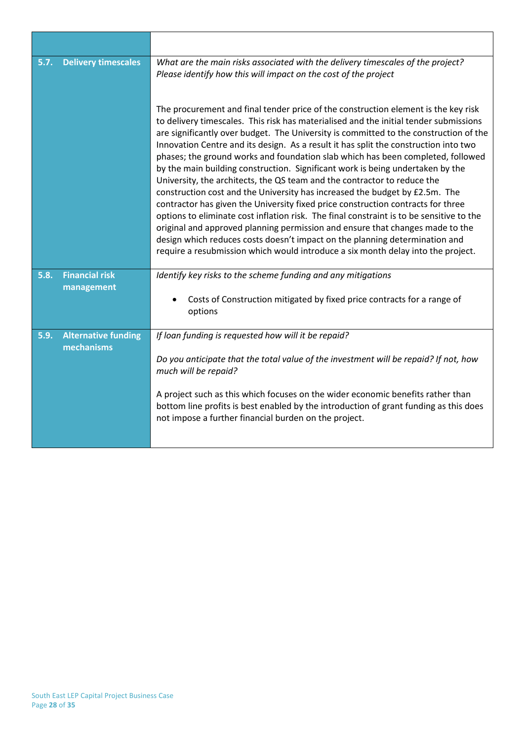| | |
|---|---|
| | |
| **5.7. Delivery timescales** | *What are the main risks associated with the delivery timescales of the project? Please identify how this will impact on the cost of the project*<br><br>The procurement and final tender price of the construction element is the key risk to delivery timescales. This risk has materialised and the initial tender submissions are significantly over budget. The University is committed to the construction of the Innovation Centre and its design. As a result it has split the construction into two phases; the ground works and foundation slab which has been completed, followed by the main building construction. Significant work is being undertaken by the University, the architects, the QS team and the contractor to reduce the construction cost and the University has increased the budget by £2.5m. The contractor has given the University fixed price construction contracts for three options to eliminate cost inflation risk. The final constraint is to be sensitive to the original and approved planning permission and ensure that changes made to the design which reduces costs doesn't impact on the planning determination and require a resubmission which would introduce a six month delay into the project. |
| **5.8. Financial risk management** | *Identify key risks to the scheme funding and any mitigations*<br><br>• Costs of Construction mitigated by fixed price contracts for a range of options |
| **5.9. Alternative funding mechanisms** | *If loan funding is requested how will it be repaid?*<br><br>*Do you anticipate that the total value of the investment will be repaid? If not, how much will be repaid?*<br><br>A project such as this which focuses on the wider economic benefits rather than bottom line profits is best enabled by the introduction of grant funding as this does not impose a further financial burden on the project. |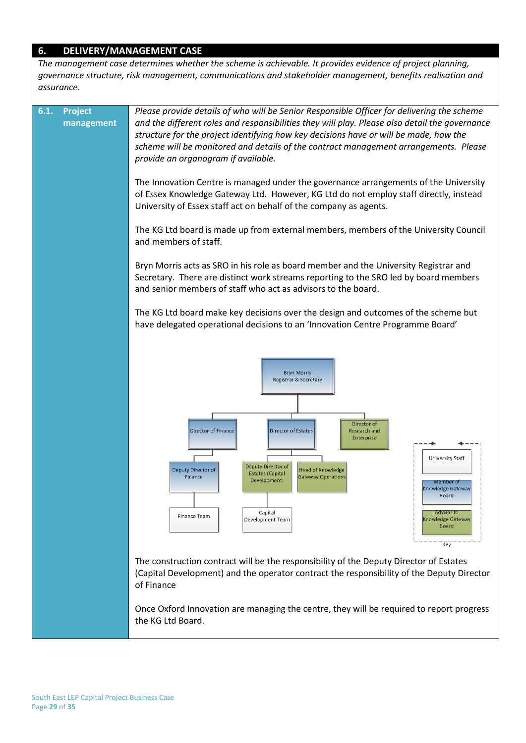## 6. DELIVERY/MANAGEMENT CASE

*The management case determines whether the scheme is achievable. It provides evidence of project planning, governance structure, risk management, communications and stakeholder management, benefits realisation and assurance.*

### 6.1. Project management

*Please provide details of who will be Senior Responsible Officer for delivering the scheme and the different roles and responsibilities they will play. Please also detail the governance structure for the project identifying how key decisions have or will be made, how the scheme will be monitored and details of the contract management arrangements. Please provide an organogram if available.*

The Innovation Centre is managed under the governance arrangements of the University of Essex Knowledge Gateway Ltd. However, KG Ltd do not employ staff directly, instead University of Essex staff act on behalf of the company as agents.

The KG Ltd board is made up from external members, members of the University Council and members of staff.

Bryn Morris acts as SRO in his role as board member and the University Registrar and Secretary. There are distinct work streams reporting to the SRO led by board members and senior members of staff who act as advisors to the board.

The KG Ltd board make key decisions over the design and outcomes of the scheme but have delegated operational decisions to an 'Innovation Centre Programme Board'

Bryn Morris
Registrar & Secretary

Director of Finance | Director of Estates | Director of Research and Enterprise

Deputy Director of Finance | Deputy Director of Estates (Capital Development) | Head of Knowledge Gateway Operations

Finance Team | Capital Development Team

Key: University Staff | Member of Knowledge Gateway Board | Advisor to Knowledge Gateway Board

The construction contract will be the responsibility of the Deputy Director of Estates (Capital Development) and the operator contract the responsibility of the Deputy Director of Finance

Once Oxford Innovation are managing the centre, they will be required to report progress the KG Ltd Board.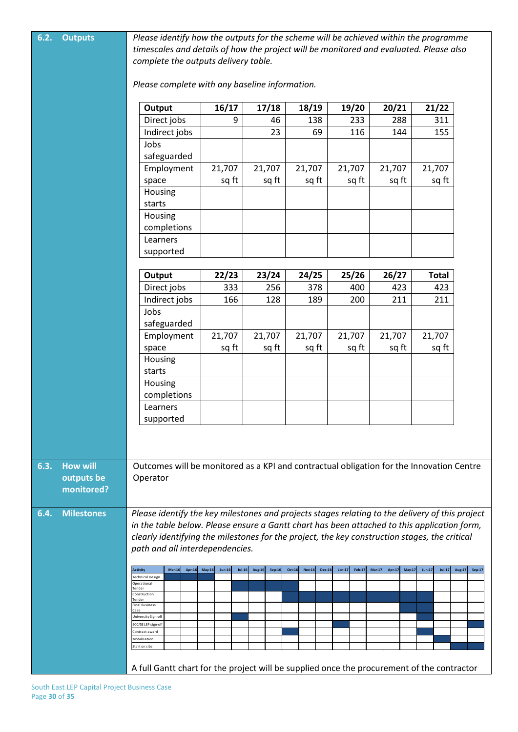## 6.2. Outputs

*Please identify how the outputs for the scheme will be achieved within the programme timescales and details of how the project will be monitored and evaluated. Please also complete the outputs delivery table.*

*Please complete with any baseline information.*

| Output | 16/17 | 17/18 | 18/19 | 19/20 | 20/21 | 21/22 |
|---|---|---|---|---|---|---|
| Direct jobs | 9 | 46 | 138 | 233 | 288 | 311 |
| Indirect jobs | | 23 | 69 | 116 | 144 | 155 |
| Jobs safeguarded | | | | | | |
| Employment space | 21,707 sq ft | 21,707 sq ft | 21,707 sq ft | 21,707 sq ft | 21,707 sq ft | 21,707 sq ft |
| Housing starts | | | | | | |
| Housing completions | | | | | | |
| Learners supported | | | | | | |

| Output | 22/23 | 23/24 | 24/25 | 25/26 | 26/27 | Total |
|---|---|---|---|---|---|---|
| Direct jobs | 333 | 256 | 378 | 400 | 423 | 423 |
| Indirect jobs | 166 | 128 | 189 | 200 | 211 | 211 |
| Jobs safeguarded | | | | | | |
| Employment space | 21,707 sq ft | 21,707 sq ft | 21,707 sq ft | 21,707 sq ft | 21,707 sq ft | 21,707 sq ft |
| Housing starts | | | | | | |
| Housing completions | | | | | | |
| Learners supported | | | | | | |

## 6.3. How will outputs be monitored?

Outcomes will be monitored as a KPI and contractual obligation for the Innovation Centre Operator

## 6.4. Milestones

*Please identify the key milestones and projects stages relating to the delivery of this project in the table below. Please ensure a Gantt chart has been attached to this application form, clearly identifying the milestones for the project, the key construction stages, the critical path and all interdependencies.*

| Activity | Mar-16 | Apr-16 | May-16 | Jun-16 | Jul-16 | Aug-16 | Sep-16 | Oct-16 | Nov-16 | Dec-16 | Jan-17 | Feb-17 | Mar-17 | Apr-17 | May-17 | Jun-17 | Jul-17 | Aug-17 | Sep-17 |
|---|---|---|---|---|---|---|---|---|---|---|---|---|---|---|---|---|---|---|---|
| Technical Design | X | X | X | | | | | | | | | | | | | | | | |
| Operational Tender | | | | | X | X | X | X | | | | | | | | | | | |
| Construction Tender | | | | | | | | X | X | X | X | X | X | X | X | X | | | |
| Final Business Case | | | | | | | | | | | | | | | X | X | | | |
| University Sign-off | | | | | X | | | | | | | | | | | X | | | |
| ECC/SE LEP sign-off | | | | | | | | | | | X | | | | | | | | X |
| Contract award | | | | | | | | X | | | | | | | | X | | | |
| Mobilisation | | | | | | | | | | | | | | | | | X | | |
| Start on site | | | | | | | | | | | | | | | | | | X | X |

A full Gantt chart for the project will be supplied once the procurement of the contractor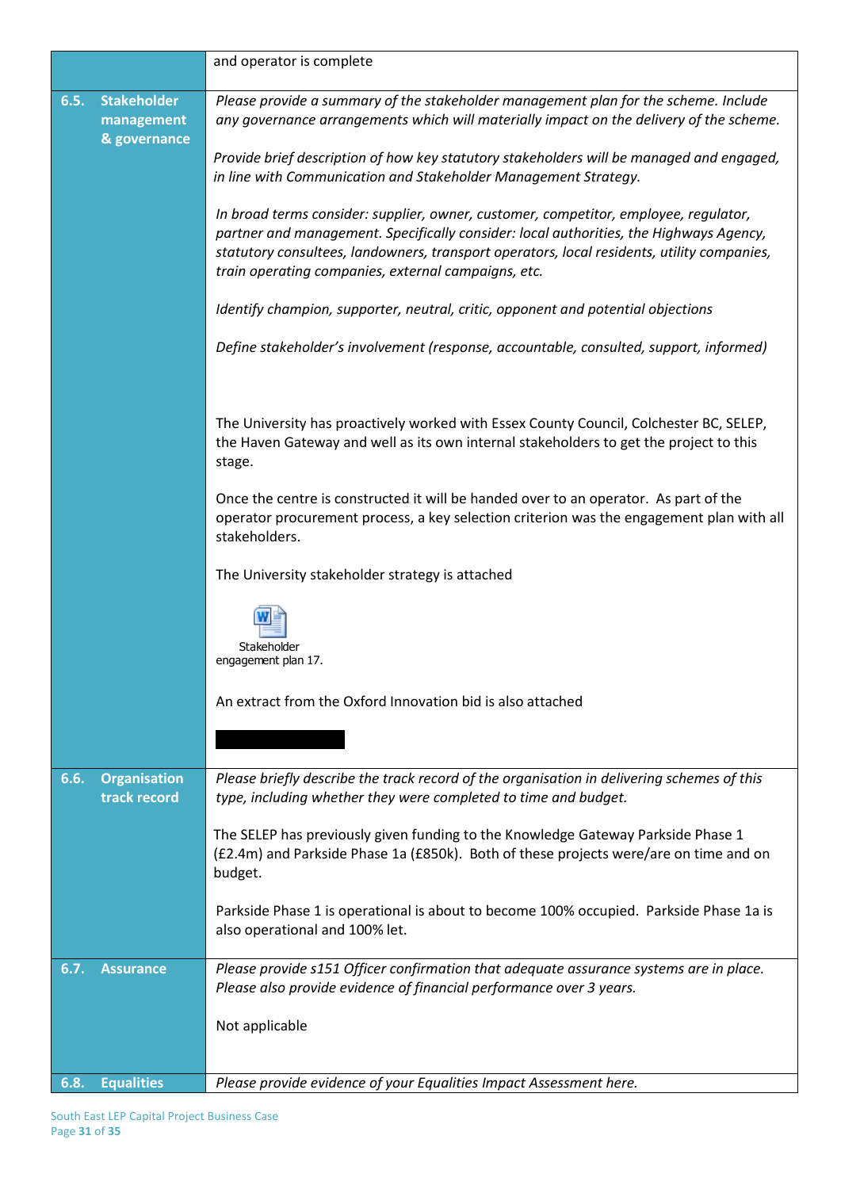| | |
|---|---|
| | and operator is complete |
| **6.5. Stakeholder management & governance** | *Please provide a summary of the stakeholder management plan for the scheme. Include any governance arrangements which will materially impact on the delivery of the scheme.*<br><br>*Provide brief description of how key statutory stakeholders will be managed and engaged, in line with Communication and Stakeholder Management Strategy.*<br><br>*In broad terms consider: supplier, owner, customer, competitor, employee, regulator, partner and management. Specifically consider: local authorities, the Highways Agency, statutory consultees, landowners, transport operators, local residents, utility companies, train operating companies, external campaigns, etc.*<br><br>*Identify champion, supporter, neutral, critic, opponent and potential objections*<br><br>*Define stakeholder's involvement (response, accountable, consulted, support, informed)*<br><br>The University has proactively worked with Essex County Council, Colchester BC, SELEP, the Haven Gateway and well as its own internal stakeholders to get the project to this stage.<br><br>Once the centre is constructed it will be handed over to an operator. As part of the operator procurement process, a key selection criterion was the engagement plan with all stakeholders.<br><br>The University stakeholder strategy is attached<br><br>Stakeholder engagement plan 17.<br><br>An extract from the Oxford Innovation bid is also attached |
| **6.6. Organisation track record** | *Please briefly describe the track record of the organisation in delivering schemes of this type, including whether they were completed to time and budget.*<br><br>The SELEP has previously given funding to the Knowledge Gateway Parkside Phase 1 (£2.4m) and Parkside Phase 1a (£850k). Both of these projects were/are on time and on budget.<br><br>Parkside Phase 1 is operational is about to become 100% occupied. Parkside Phase 1a is also operational and 100% let. |
| **6.7. Assurance** | *Please provide s151 Officer confirmation that adequate assurance systems are in place. Please also provide evidence of financial performance over 3 years.*<br><br>Not applicable |
| **6.8. Equalities** | *Please provide evidence of your Equalities Impact Assessment here.* |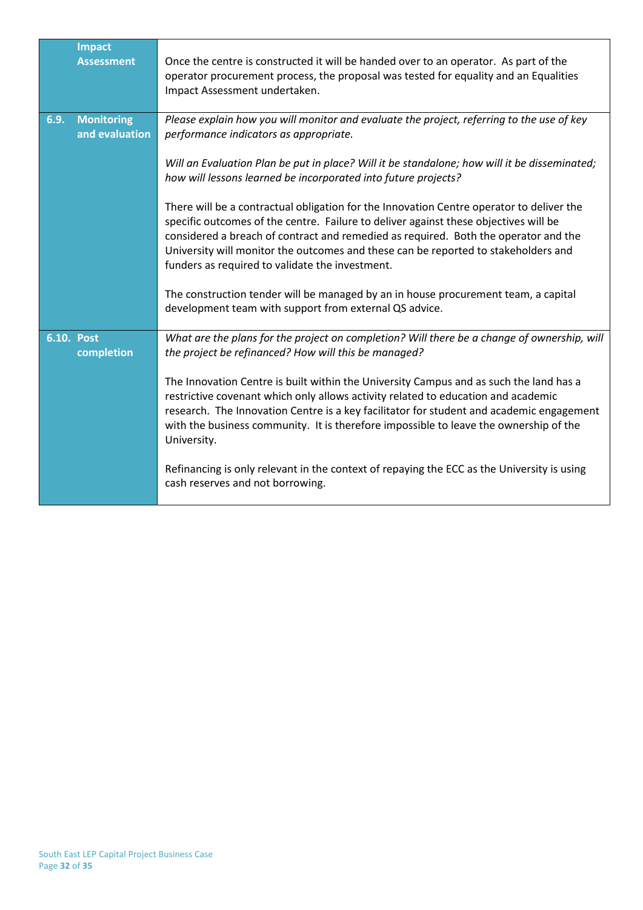| | |
|---|---|
| **Impact Assessment** | Once the centre is constructed it will be handed over to an operator. As part of the operator procurement process, the proposal was tested for equality and an Equalities Impact Assessment undertaken. |
| **6.9. Monitoring and evaluation** | *Please explain how you will monitor and evaluate the project, referring to the use of key performance indicators as appropriate.*<br><br>*Will an Evaluation Plan be put in place? Will it be standalone; how will it be disseminated; how will lessons learned be incorporated into future projects?*<br><br>There will be a contractual obligation for the Innovation Centre operator to deliver the specific outcomes of the centre. Failure to deliver against these objectives will be considered a breach of contract and remedied as required. Both the operator and the University will monitor the outcomes and these can be reported to stakeholders and funders as required to validate the investment.<br><br>The construction tender will be managed by an in house procurement team, a capital development team with support from external QS advice. |
| **6.10. Post completion** | *What are the plans for the project on completion? Will there be a change of ownership, will the project be refinanced? How will this be managed?*<br><br>The Innovation Centre is built within the University Campus and as such the land has a restrictive covenant which only allows activity related to education and academic research. The Innovation Centre is a key facilitator for student and academic engagement with the business community. It is therefore impossible to leave the ownership of the University.<br><br>Refinancing is only relevant in the context of repaying the ECC as the University is using cash reserves and not borrowing. |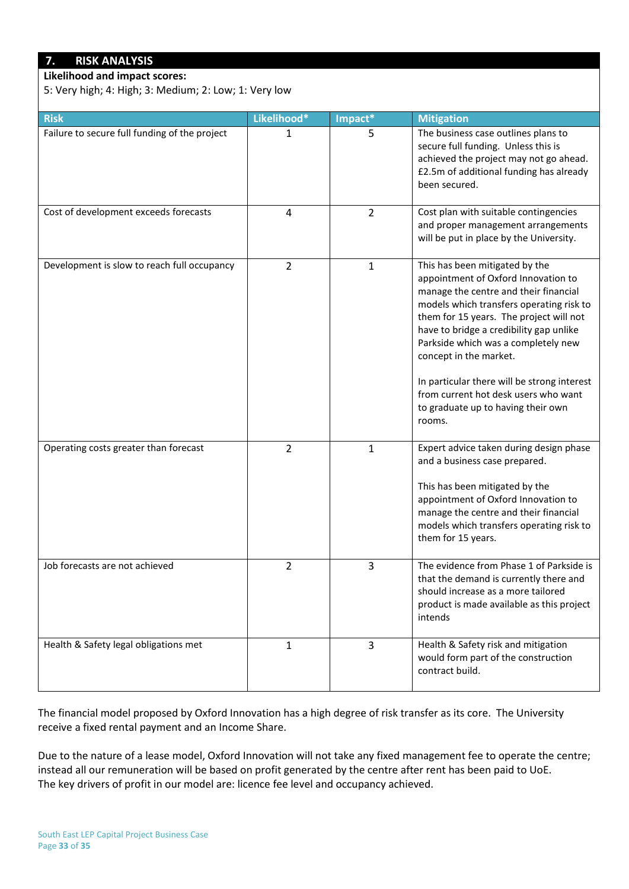## 7. RISK ANALYSIS

**Likelihood and impact scores:**
5: Very high; 4: High; 3: Medium; 2: Low; 1: Very low

| Risk | Likelihood* | Impact* | Mitigation |
|---|---|---|---|
| Failure to secure full funding of the project | 1 | 5 | The business case outlines plans to secure full funding. Unless this is achieved the project may not go ahead. £2.5m of additional funding has already been secured. |
| Cost of development exceeds forecasts | 4 | 2 | Cost plan with suitable contingencies and proper management arrangements will be put in place by the University. |
| Development is slow to reach full occupancy | 2 | 1 | This has been mitigated by the appointment of Oxford Innovation to manage the centre and their financial models which transfers operating risk to them for 15 years. The project will not have to bridge a credibility gap unlike Parkside which was a completely new concept in the market.<br><br>In particular there will be strong interest from current hot desk users who want to graduate up to having their own rooms. |
| Operating costs greater than forecast | 2 | 1 | Expert advice taken during design phase and a business case prepared.<br><br>This has been mitigated by the appointment of Oxford Innovation to manage the centre and their financial models which transfers operating risk to them for 15 years. |
| Job forecasts are not achieved | 2 | 3 | The evidence from Phase 1 of Parkside is that the demand is currently there and should increase as a more tailored product is made available as this project intends |
| Health & Safety legal obligations met | 1 | 3 | Health & Safety risk and mitigation would form part of the construction contract build. |

The financial model proposed by Oxford Innovation has a high degree of risk transfer as its core. The University receive a fixed rental payment and an Income Share.

Due to the nature of a lease model, Oxford Innovation will not take any fixed management fee to operate the centre; instead all our remuneration will be based on profit generated by the centre after rent has been paid to UoE. The key drivers of profit in our model are: licence fee level and occupancy achieved.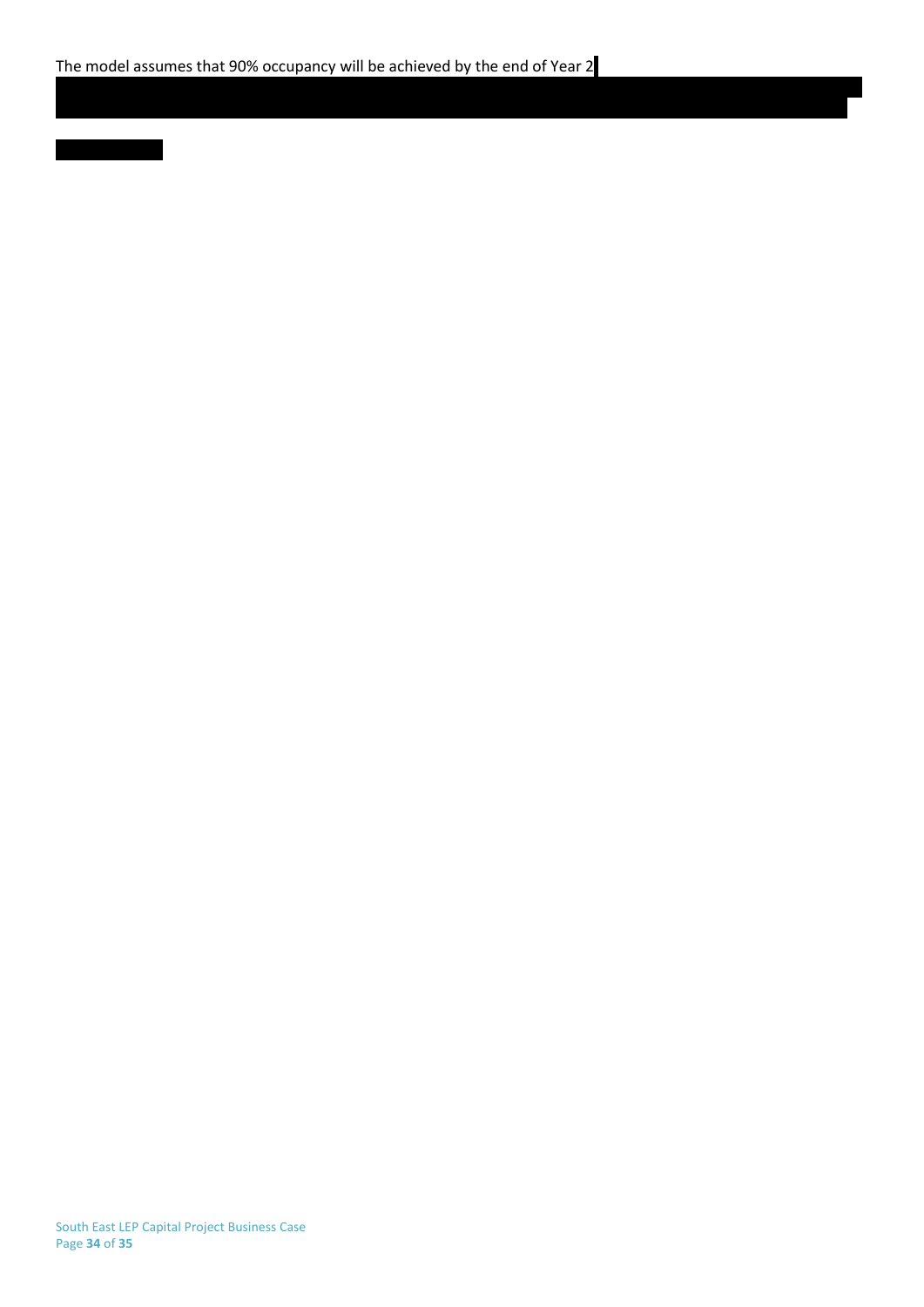The model assumes that 90% occupancy will be achieved by the end of Year 2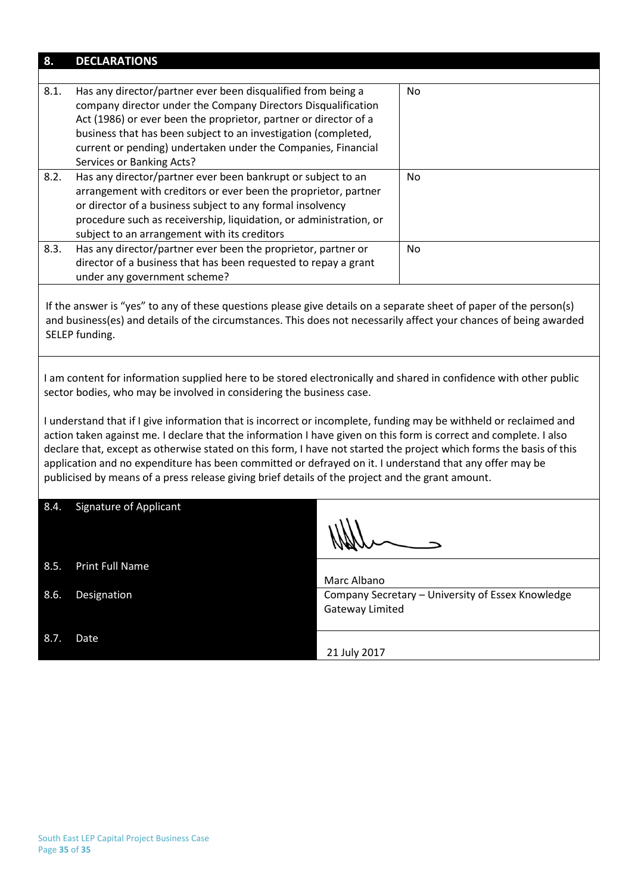## 8. DECLARATIONS

| | | |
|---|---|---|
| 8.1. | Has any director/partner ever been disqualified from being a company director under the Company Directors Disqualification Act (1986) or ever been the proprietor, partner or director of a business that has been subject to an investigation (completed, current or pending) undertaken under the Companies, Financial Services or Banking Acts? | No |
| 8.2. | Has any director/partner ever been bankrupt or subject to an arrangement with creditors or ever been the proprietor, partner or director of a business subject to any formal insolvency procedure such as receivership, liquidation, or administration, or subject to an arrangement with its creditors | No |
| 8.3. | Has any director/partner ever been the proprietor, partner or director of a business that has been requested to repay a grant under any government scheme? | No |

If the answer is "yes" to any of these questions please give details on a separate sheet of paper of the person(s) and business(es) and details of the circumstances. This does not necessarily affect your chances of being awarded SELEP funding.

I am content for information supplied here to be stored electronically and shared in confidence with other public sector bodies, who may be involved in considering the business case.

I understand that if I give information that is incorrect or incomplete, funding may be withheld or reclaimed and action taken against me. I declare that the information I have given on this form is correct and complete. I also declare that, except as otherwise stated on this form, I have not started the project which forms the basis of this application and no expenditure has been committed or defrayed on it. I understand that any offer may be publicised by means of a press release giving brief details of the project and the grant amount.

| | | |
|---|---|---|
| 8.4. | Signature of Applicant | [Signature] |
| 8.5. | Print Full Name | Marc Albano |
| 8.6. | Designation | Company Secretary – University of Essex Knowledge Gateway Limited |
| 8.7. | Date | 21 July 2017 |